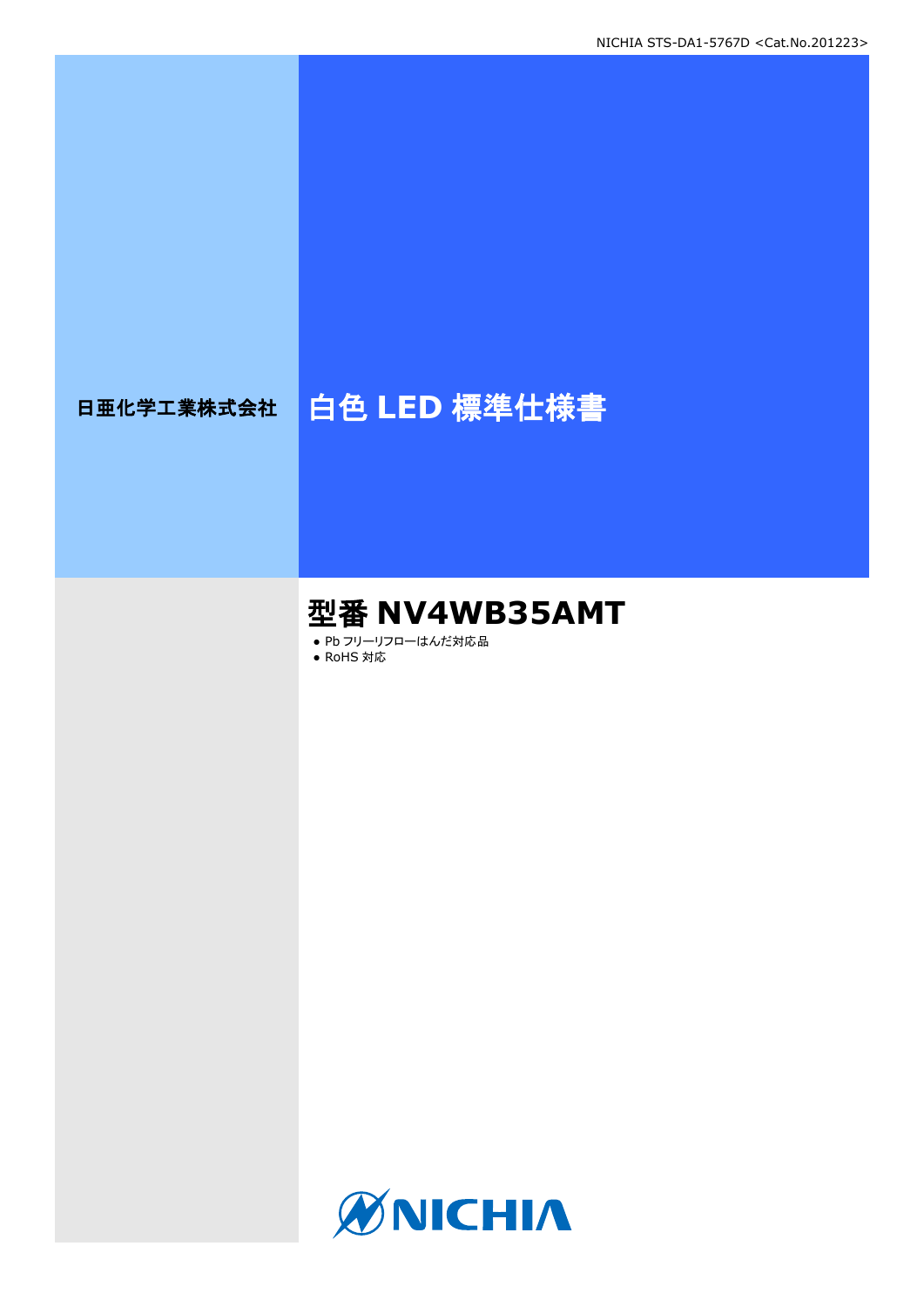NICHIA STS-DA1-5767D <Cat.No.201223>

日亜化学工業株式会社

# 白色 LED 標準仕様書

## 型番 NV4WB35AMT

- Pb フリーリフローはんだ対応品
- RoHS 対応

NICHIA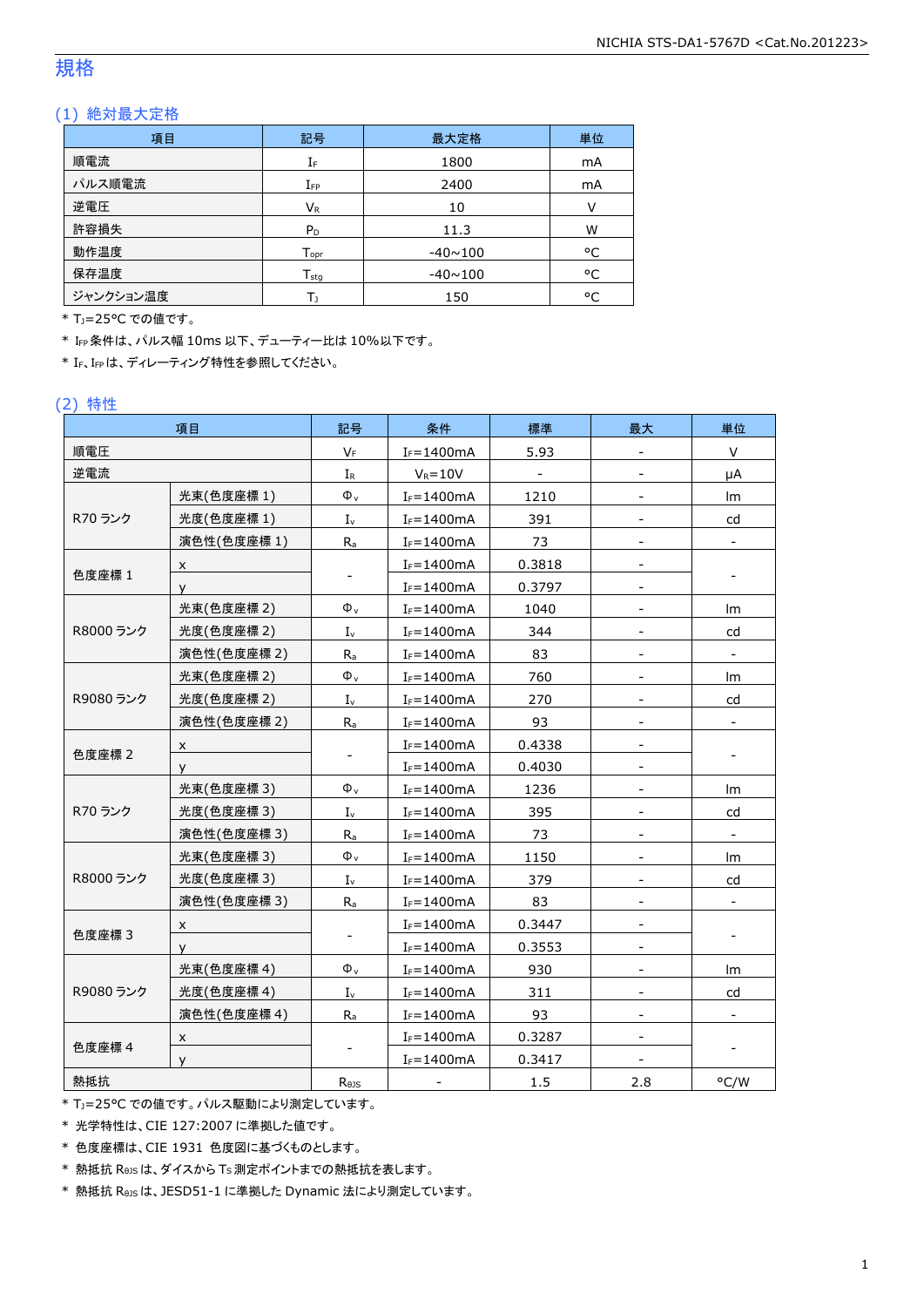# 規格

## (1) 絶対最大定格

| 項目 | 記号 | 最大定格 | 単位 |
|---|---|---|---|
| 順電流 | $I_F$ | 1800 | mA |
| パルス順電流 | $I_{FP}$ | 2400 | mA |
| 逆電圧 | $V_R$ | 10 | V |
| 許容損失 | $P_D$ | 11.3 | W |
| 動作温度 | $T_{opr}$ | -40~100 | °C |
| 保存温度 | $T_{stg}$ | -40~100 | °C |
| ジャンクション温度 | $T_J$ | 150 | °C |

\* $T_J$=25°C での値です。

\* $I_{FP}$ 条件は、パルス幅 10ms 以下、デューティー比は 10%以下です。

\* $I_F$、$I_{FP}$ は、ディレーティング特性を参照してください。

## (2) 特性

| 項目 | | 記号 | 条件 | 標準 | 最大 | 単位 |
|---|---|---|---|---|---|---|
| 順電圧 | | $V_F$ | $I_F$=1400mA | 5.93 | - | V |
| 逆電流 | | $I_R$ | $V_R$=10V | - | - | μA |
| R70 ランク | 光束(色度座標 1) | $\Phi_v$ | $I_F$=1400mA | 1210 | - | lm |
| | 光度(色度座標 1) | $I_v$ | $I_F$=1400mA | 391 | - | cd |
| | 演色性(色度座標 1) | $R_a$ | $I_F$=1400mA | 73 | - | - |
| 色度座標 1 | x | - | $I_F$=1400mA | 0.3818 | - | - |
| | y | | $I_F$=1400mA | 0.3797 | - | |
| R8000 ランク | 光束(色度座標 2) | $\Phi_v$ | $I_F$=1400mA | 1040 | - | lm |
| | 光度(色度座標 2) | $I_v$ | $I_F$=1400mA | 344 | - | cd |
| | 演色性(色度座標 2) | $R_a$ | $I_F$=1400mA | 83 | - | - |
| R9080 ランク | 光束(色度座標 2) | $\Phi_v$ | $I_F$=1400mA | 760 | - | lm |
| | 光度(色度座標 2) | $I_v$ | $I_F$=1400mA | 270 | - | cd |
| | 演色性(色度座標 2) | $R_a$ | $I_F$=1400mA | 93 | - | - |
| 色度座標 2 | x | - | $I_F$=1400mA | 0.4338 | - | - |
| | y | | $I_F$=1400mA | 0.4030 | - | |
| R70 ランク | 光束(色度座標 3) | $\Phi_v$ | $I_F$=1400mA | 1236 | - | lm |
| | 光度(色度座標 3) | $I_v$ | $I_F$=1400mA | 395 | - | cd |
| | 演色性(色度座標 3) | $R_a$ | $I_F$=1400mA | 73 | - | - |
| R8000 ランク | 光束(色度座標 3) | $\Phi_v$ | $I_F$=1400mA | 1150 | - | lm |
| | 光度(色度座標 3) | $I_v$ | $I_F$=1400mA | 379 | - | cd |
| | 演色性(色度座標 3) | $R_a$ | $I_F$=1400mA | 83 | - | - |
| 色度座標 3 | x | - | $I_F$=1400mA | 0.3447 | - | - |
| | y | | $I_F$=1400mA | 0.3553 | - | |
| R9080 ランク | 光束(色度座標 4) | $\Phi_v$ | $I_F$=1400mA | 930 | - | lm |
| | 光度(色度座標 4) | $I_v$ | $I_F$=1400mA | 311 | - | cd |
| | 演色性(色度座標 4) | $R_a$ | $I_F$=1400mA | 93 | - | - |
| 色度座標 4 | x | - | $I_F$=1400mA | 0.3287 | - | - |
| | y | | $I_F$=1400mA | 0.3417 | - | |
| 熱抵抗 | | $R_{\theta JS}$ | - | 1.5 | 2.8 | °C/W |

\* $T_J$=25°C での値です。パルス駆動により測定しています。

\* 光学特性は、CIE 127:2007 に準拠した値です。

\* 色度座標は、CIE 1931 色度図に基づくものとします。

\* 熱抵抗 $R_{\theta JS}$ は、ダイスから $T_S$ 測定ポイントまでの熱抵抗を表します。

\* 熱抵抗 $R_{\theta JS}$ は、JESD51-1 に準拠した Dynamic 法により測定しています。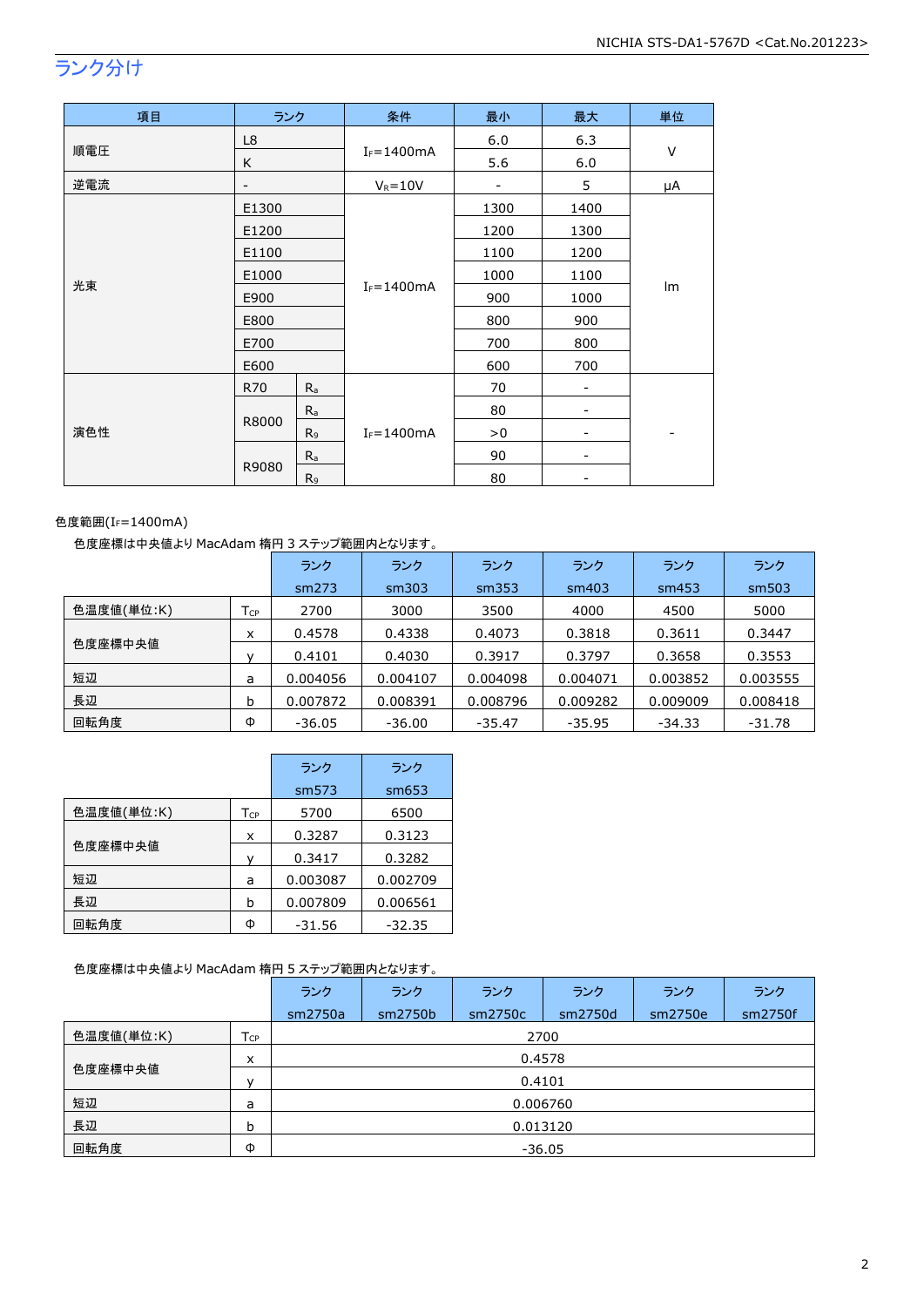## ランク分け

| 項目 | ランク | | 条件 | 最小 | 最大 | 単位 |
|---|---|---|---|---|---|---|
| 順電圧 | L8 | | $I_F$=1400mA | 6.0 | 6.3 | V |
| | K | | | 5.6 | 6.0 | |
| 逆電流 | - | | $V_R$=10V | - | 5 | μA |
| 光束 | E1300 | | $I_F$=1400mA | 1300 | 1400 | lm |
| | E1200 | | | 1200 | 1300 | |
| | E1100 | | | 1100 | 1200 | |
| | E1000 | | | 1000 | 1100 | |
| | E900 | | | 900 | 1000 | |
| | E800 | | | 800 | 900 | |
| | E700 | | | 700 | 800 | |
| | E600 | | | 600 | 700 | |
| 演色性 | R70 | $R_a$ | $I_F$=1400mA | 70 | - | - |
| | R8000 | $R_a$ | | 80 | - | |
| | | $R_9$ | | >0 | - | |
| | R9080 | $R_a$ | | 90 | - | |
| | | $R_9$ | | 80 | - | |

色度範囲($I_F$=1400mA)

色度座標は中央値より MacAdam 楕円 3 ステップ範囲内となります。

| | | ランク sm273 | ランク sm303 | ランク sm353 | ランク sm403 | ランク sm453 | ランク sm503 |
|---|---|---|---|---|---|---|---|
| 色温度値(単位:K) | $T_{CP}$ | 2700 | 3000 | 3500 | 4000 | 4500 | 5000 |
| 色度座標中央値 | x | 0.4578 | 0.4338 | 0.4073 | 0.3818 | 0.3611 | 0.3447 |
| | y | 0.4101 | 0.4030 | 0.3917 | 0.3797 | 0.3658 | 0.3553 |
| 短辺 | a | 0.004056 | 0.004107 | 0.004098 | 0.004071 | 0.003852 | 0.003555 |
| 長辺 | b | 0.007872 | 0.008391 | 0.008796 | 0.009282 | 0.009009 | 0.008418 |
| 回転角度 | Φ | -36.05 | -36.00 | -35.47 | -35.95 | -34.33 | -31.78 |

| | | ランク sm573 | ランク sm653 |
|---|---|---|---|
| 色温度値(単位:K) | $T_{CP}$ | 5700 | 6500 |
| 色度座標中央値 | x | 0.3287 | 0.3123 |
| | y | 0.3417 | 0.3282 |
| 短辺 | a | 0.003087 | 0.002709 |
| 長辺 | b | 0.007809 | 0.006561 |
| 回転角度 | Φ | -31.56 | -32.35 |

色度座標は中央値より MacAdam 楕円 5 ステップ範囲内となります。

| | | ランク sm2750a | ランク sm2750b | ランク sm2750c | ランク sm2750d | ランク sm2750e | ランク sm2750f |
|---|---|---|---|---|---|---|---|
| 色温度値(単位:K) | $T_{CP}$ | 2700 | | | | | |
| 色度座標中央値 | x | 0.4578 | | | | | |
| | y | 0.4101 | | | | | |
| 短辺 | a | 0.006760 | | | | | |
| 長辺 | b | 0.013120 | | | | | |
| 回転角度 | Φ | -36.05 | | | | | |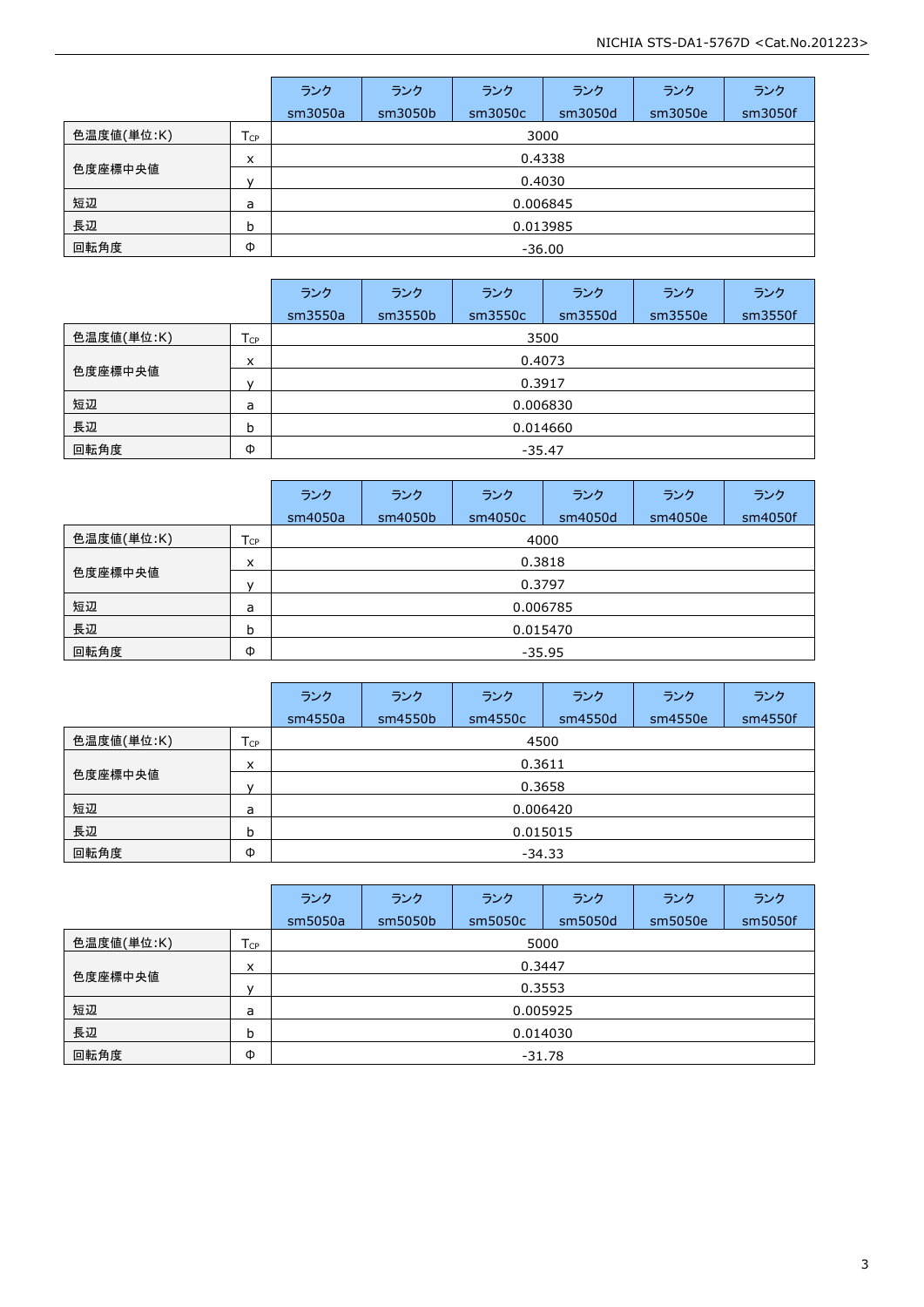| | | ランク sm3050a | ランク sm3050b | ランク sm3050c | ランク sm3050d | ランク sm3050e | ランク sm3050f |
|---|---|---|---|---|---|---|---|
| 色温度値(単位:K) | $T_{CP}$ | 3000 | | | | | |
| 色度座標中央値 | x | 0.4338 | | | | | |
| | y | 0.4030 | | | | | |
| 短辺 | a | 0.006845 | | | | | |
| 長辺 | b | 0.013985 | | | | | |
| 回転角度 | Φ | -36.00 | | | | | |

| | | ランク sm3550a | ランク sm3550b | ランク sm3550c | ランク sm3550d | ランク sm3550e | ランク sm3550f |
|---|---|---|---|---|---|---|---|
| 色温度値(単位:K) | $T_{CP}$ | 3500 | | | | | |
| 色度座標中央値 | x | 0.4073 | | | | | |
| | y | 0.3917 | | | | | |
| 短辺 | a | 0.006830 | | | | | |
| 長辺 | b | 0.014660 | | | | | |
| 回転角度 | Φ | -35.47 | | | | | |

| | | ランク sm4050a | ランク sm4050b | ランク sm4050c | ランク sm4050d | ランク sm4050e | ランク sm4050f |
|---|---|---|---|---|---|---|---|
| 色温度値(単位:K) | $T_{CP}$ | 4000 | | | | | |
| 色度座標中央値 | x | 0.3818 | | | | | |
| | y | 0.3797 | | | | | |
| 短辺 | a | 0.006785 | | | | | |
| 長辺 | b | 0.015470 | | | | | |
| 回転角度 | Φ | -35.95 | | | | | |

| | | ランク sm4550a | ランク sm4550b | ランク sm4550c | ランク sm4550d | ランク sm4550e | ランク sm4550f |
|---|---|---|---|---|---|---|---|
| 色温度値(単位:K) | $T_{CP}$ | 4500 | | | | | |
| 色度座標中央値 | x | 0.3611 | | | | | |
| | y | 0.3658 | | | | | |
| 短辺 | a | 0.006420 | | | | | |
| 長辺 | b | 0.015015 | | | | | |
| 回転角度 | Φ | -34.33 | | | | | |

| | | ランク sm5050a | ランク sm5050b | ランク sm5050c | ランク sm5050d | ランク sm5050e | ランク sm5050f |
|---|---|---|---|---|---|---|---|
| 色温度値(単位:K) | $T_{CP}$ | 5000 | | | | | |
| 色度座標中央値 | x | 0.3447 | | | | | |
| | y | 0.3553 | | | | | |
| 短辺 | a | 0.005925 | | | | | |
| 長辺 | b | 0.014030 | | | | | |
| 回転角度 | Φ | -31.78 | | | | | |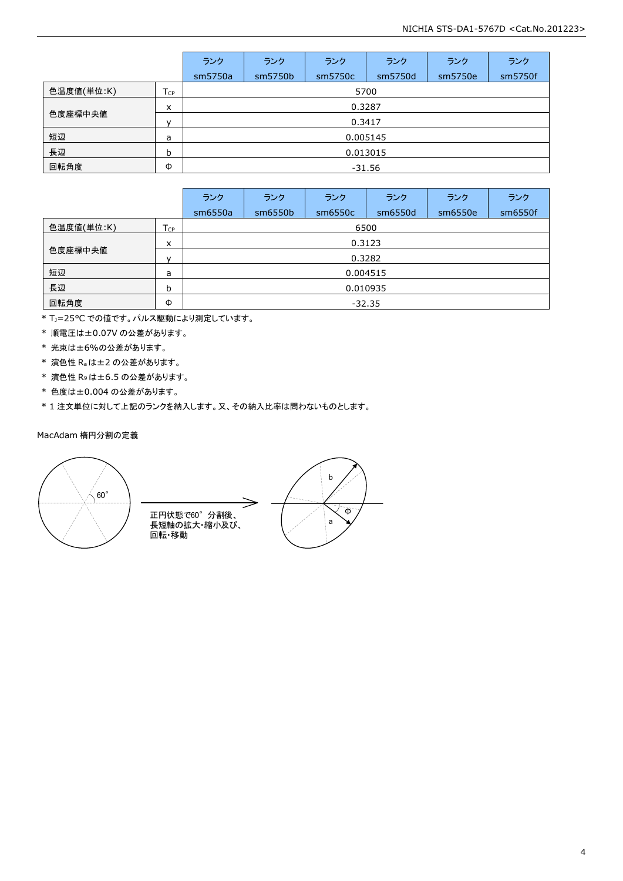| | | ランク sm5750a | ランク sm5750b | ランク sm5750c | ランク sm5750d | ランク sm5750e | ランク sm5750f |
|---|---|---|---|---|---|---|---|
| 色温度値(単位:K) | $T_{CP}$ | 5700 | | | | | |
| 色度座標中央値 | x | 0.3287 | | | | | |
| | y | 0.3417 | | | | | |
| 短辺 | a | 0.005145 | | | | | |
| 長辺 | b | 0.013015 | | | | | |
| 回転角度 | Φ | -31.56 | | | | | |

| | | ランク sm6550a | ランク sm6550b | ランク sm6550c | ランク sm6550d | ランク sm6550e | ランク sm6550f |
|---|---|---|---|---|---|---|---|
| 色温度値(単位:K) | $T_{CP}$ | 6500 | | | | | |
| 色度座標中央値 | x | 0.3123 | | | | | |
| | y | 0.3282 | | | | | |
| 短辺 | a | 0.004515 | | | | | |
| 長辺 | b | 0.010935 | | | | | |
| 回転角度 | Φ | -32.35 | | | | | |

* $T_J$=25°C での値です。パルス駆動により測定しています。
* 順電圧は±0.07V の公差があります。
* 光束は±6%の公差があります。
* 演色性 $R_a$ は±2 の公差があります。
* 演色性 $R_9$ は±6.5 の公差があります。
* 色度は±0.004 の公差があります。
* 1 注文単位に対して上記のランクを納入します。又、その納入比率は問わないものとします。

MacAdam 楕円分割の定義

正円状態で60°分割後、長短軸の拡大・縮小及び、回転・移動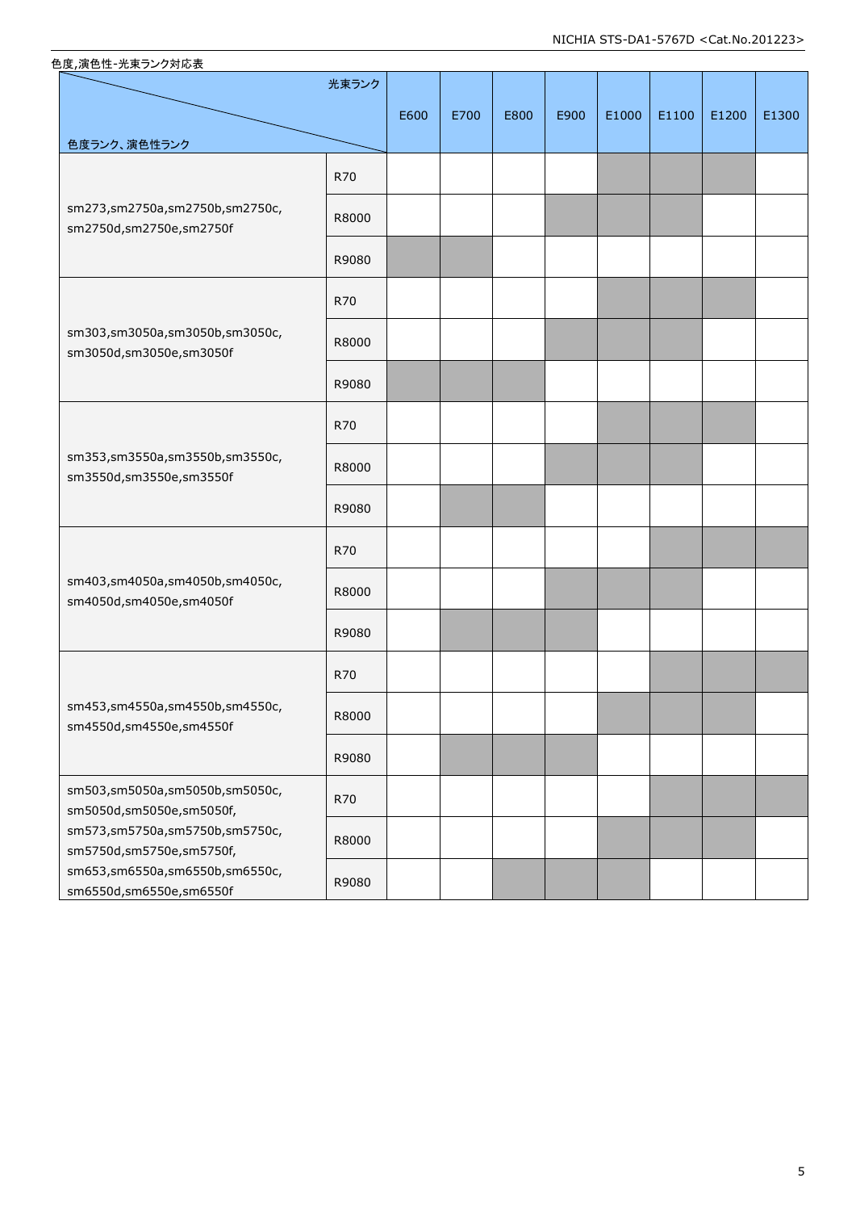色度,演色性-光束ランク対応表

| 色度ランク、演色性ランク ＼ 光束ランク | | E600 | E700 | E800 | E900 | E1000 | E1100 | E1200 | E1300 |
|---|---|---|---|---|---|---|---|---|---|
| sm273,sm2750a,sm2750b,sm2750c, sm2750d,sm2750e,sm2750f | R70 | | | | | ■ | ■ | ■ | |
| | R8000 | | | | ■ | ■ | ■ | | |
| | R9080 | ■ | ■ | | | | | | |
| sm303,sm3050a,sm3050b,sm3050c, sm3050d,sm3050e,sm3050f | R70 | | | | | ■ | ■ | ■ | |
| | R8000 | | | | ■ | ■ | ■ | | |
| | R9080 | ■ | ■ | ■ | | | | | |
| sm353,sm3550a,sm3550b,sm3550c, sm3550d,sm3550e,sm3550f | R70 | | | | | ■ | ■ | ■ | |
| | R8000 | | | | ■ | ■ | ■ | | |
| | R9080 | | ■ | ■ | | | | | |
| sm403,sm4050a,sm4050b,sm4050c, sm4050d,sm4050e,sm4050f | R70 | | | | | | ■ | ■ | ■ |
| | R8000 | | | | ■ | ■ | ■ | | |
| | R9080 | | ■ | ■ | ■ | | | | |
| sm453,sm4550a,sm4550b,sm4550c, sm4550d,sm4550e,sm4550f | R70 | | | | | | ■ | ■ | ■ |
| | R8000 | | | | | ■ | ■ | ■ | |
| | R9080 | | ■ | ■ | ■ | | | | |
| sm503,sm5050a,sm5050b,sm5050c, sm5050d,sm5050e,sm5050f, sm573,sm5750a,sm5750b,sm5750c, sm5750d,sm5750e,sm5750f, sm653,sm6550a,sm6550b,sm6550c, sm6550d,sm6550e,sm6550f | R70 | | | | | | ■ | ■ | ■ |
| | R8000 | | | | | ■ | ■ | ■ | |
| | R9080 | | | ■ | ■ | ■ | | | |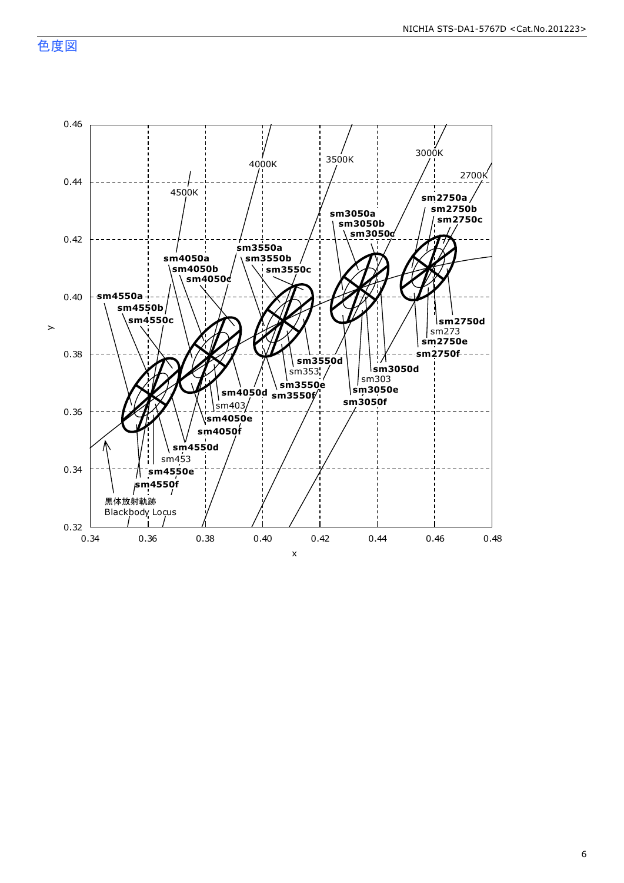## 色度図

0.46
0.44
0.42
0.40
0.38
0.36
0.34
0.32

y

0.34 0.36 0.38 0.40 0.42 0.44 0.46 0.48

x

4500K
4000K
3500K
3000K
2700K

sm4550a
sm4550b
sm4550c
sm4550d
sm453
sm4550e
sm4550f

sm4050a
sm4050b
sm4050c
sm4050d
sm403
sm4050e
sm4050f

sm3550a
sm3550b
sm3550c
sm3550d
sm353
sm3550e
sm3550f

sm3050a
sm3050b
sm3050c
sm3050d
sm303
sm3050e
sm3050f

sm2750a
sm2750b
sm2750c
sm2750d
sm273
sm2750e
sm2750f

黒体放射軌跡
Blackbody Locus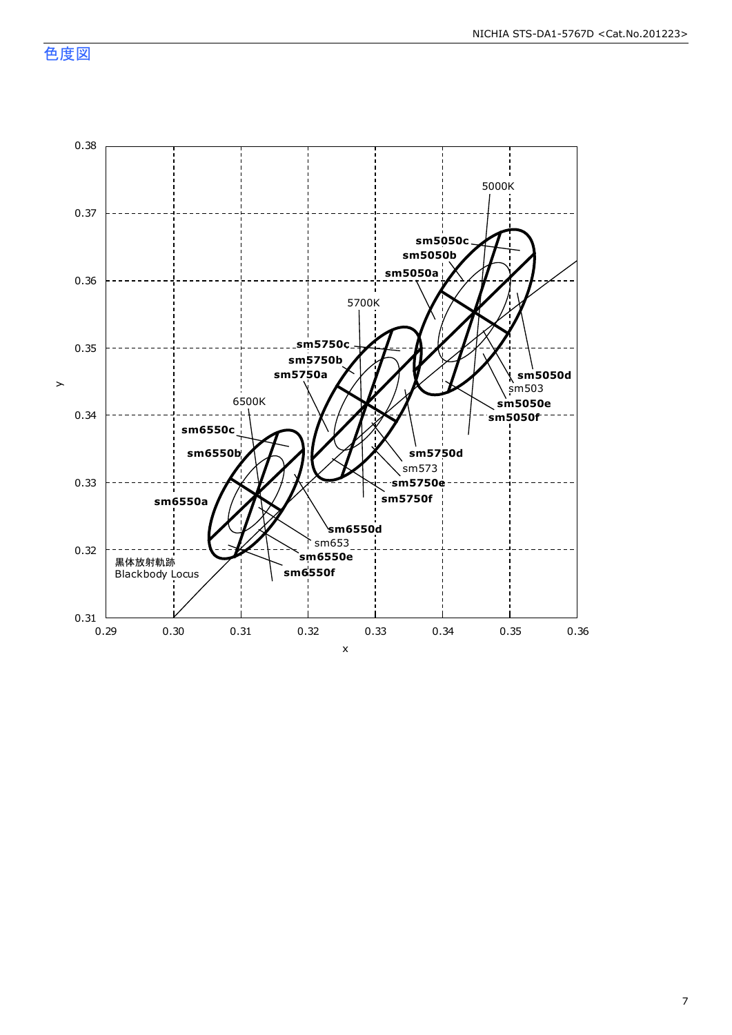## 色度図

0.38
0.37
0.36
0.35
0.34
0.33
0.32
0.31

y

0.29 0.30 0.31 0.32 0.33 0.34 0.35 0.36

x

5000K
sm5050c
sm5050b
sm5050a
5700K
sm5750c
sm5750b
sm5750a
6500K
sm6550c
sm6550b
sm6550a
sm5050d
sm503
sm5050e
sm5050f
sm5750d
sm573
sm5750e
sm5750f
sm6550d
sm653
sm6550e
sm6550f
黒体放射軌跡
Blackbody Locus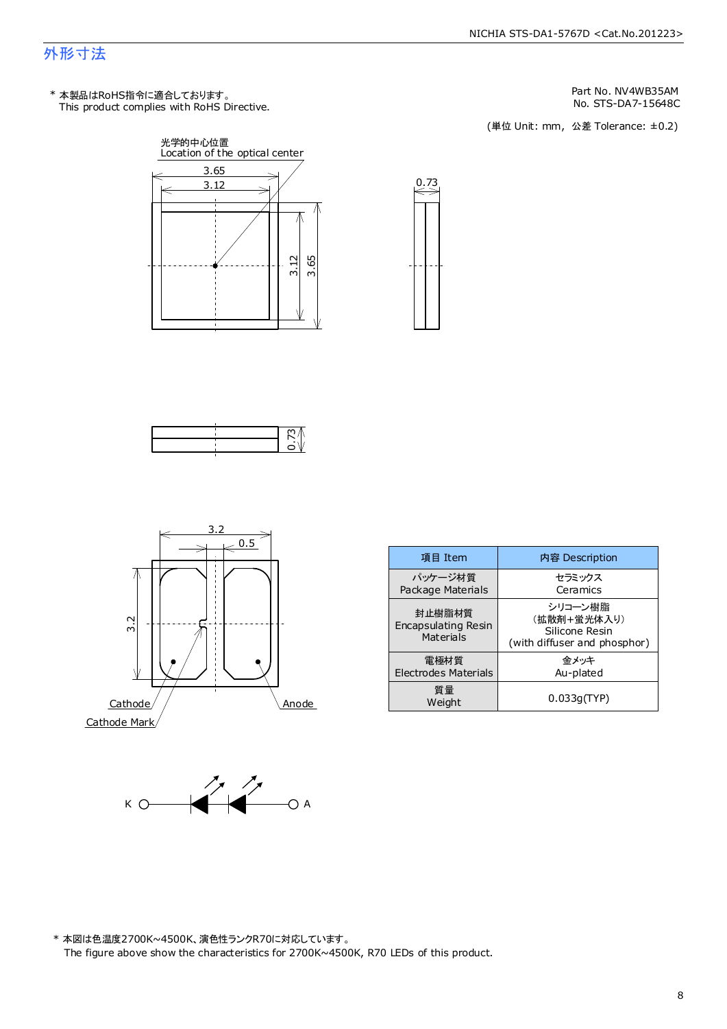## 外形寸法

\* 本製品はRoHS指令に適合しております。
This product complies with RoHS Directive.

Part No. NV4WB35AM
No. STS-DA7-15648C

(単位 Unit: mm，公差 Tolerance: ±0.2)

光学的中心位置
Location of the optical center

3.65
3.12
0.73
3.12
3.65
0.73
3.2
0.5
3.2

Cathode
Cathode Mark
Anode

K　A

| 項目 Item | 内容 Description |
|---|---|
| パッケージ材質<br>Package Materials | セラミックス<br>Ceramics |
| 封止樹脂材質<br>Encapsulating Resin Materials | シリコーン樹脂<br>（拡散剤+蛍光体入り）<br>Silicone Resin<br>(with diffuser and phosphor) |
| 電極材質<br>Electrodes Materials | 金メッキ<br>Au-plated |
| 質量<br>Weight | 0.033g(TYP) |

\* 本図は色温度2700K~4500K、演色性ランクR70に対応しています。
The figure above show the characteristics for 2700K~4500K, R70 LEDs of this product.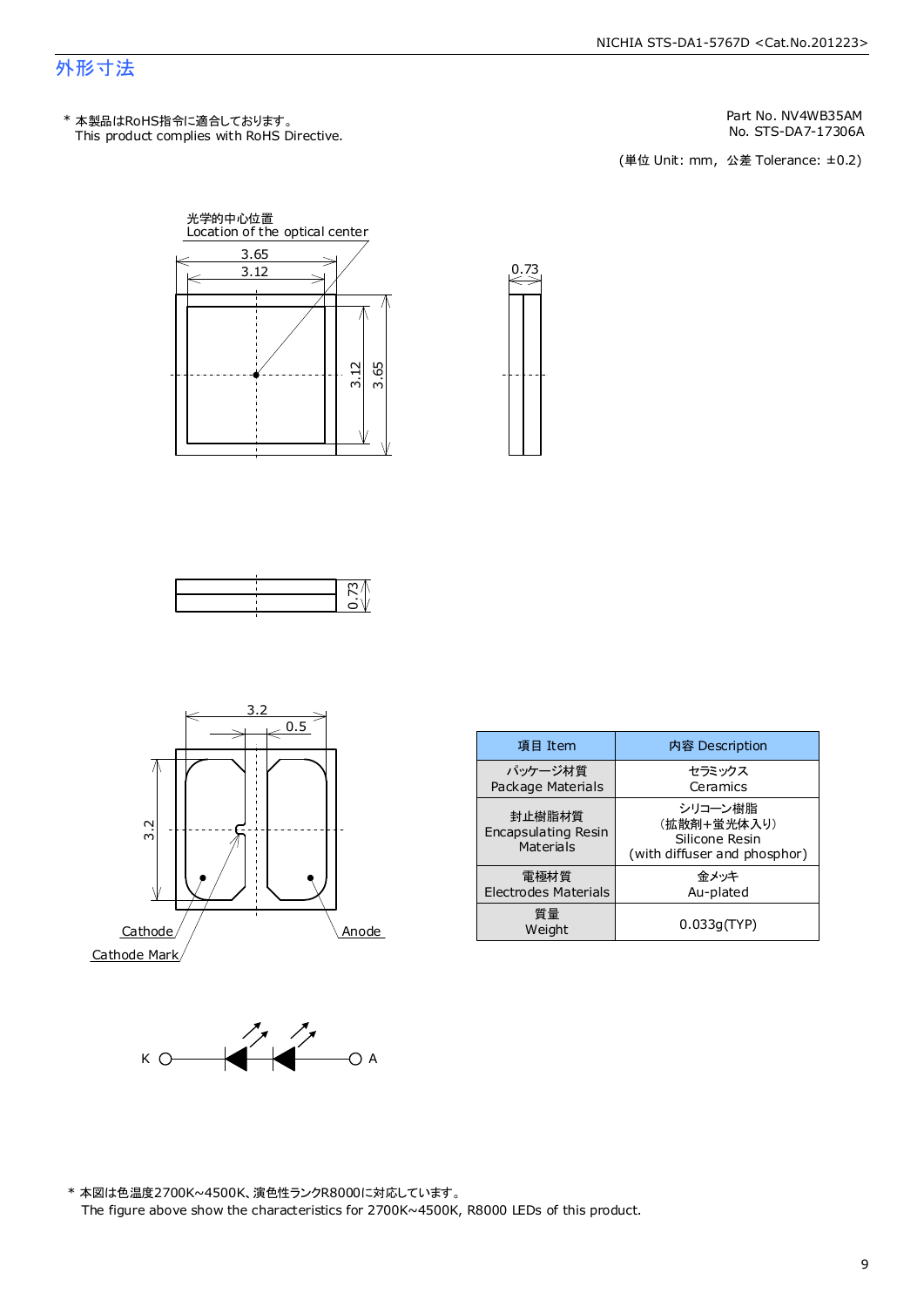# 外形寸法

\* 本製品はRoHS指令に適合しております。
This product complies with RoHS Directive.

Part No. NV4WB35AM
No. STS-DA7-17306A

(単位 Unit: mm，公差 Tolerance: ±0.2)

光学的中心位置
Location of the optical center

3.65
3.12
0.73
3.12
3.65
0.73

3.2
0.5
3.2

Cathode
Cathode Mark
Anode

| 項目 Item | 内容 Description |
|---|---|
| パッケージ材質<br>Package Materials | セラミックス<br>Ceramics |
| 封止樹脂材質<br>Encapsulating Resin Materials | シリコーン樹脂<br>(拡散剤+蛍光体入り)<br>Silicone Resin<br>(with diffuser and phosphor) |
| 電極材質<br>Electrodes Materials | 金メッキ<br>Au-plated |
| 質量<br>Weight | 0.033g(TYP) |

K　A

\* 本図は色温度2700K~4500K、演色性ランクR8000に対応しています。
The figure above show the characteristics for 2700K~4500K, R8000 LEDs of this product.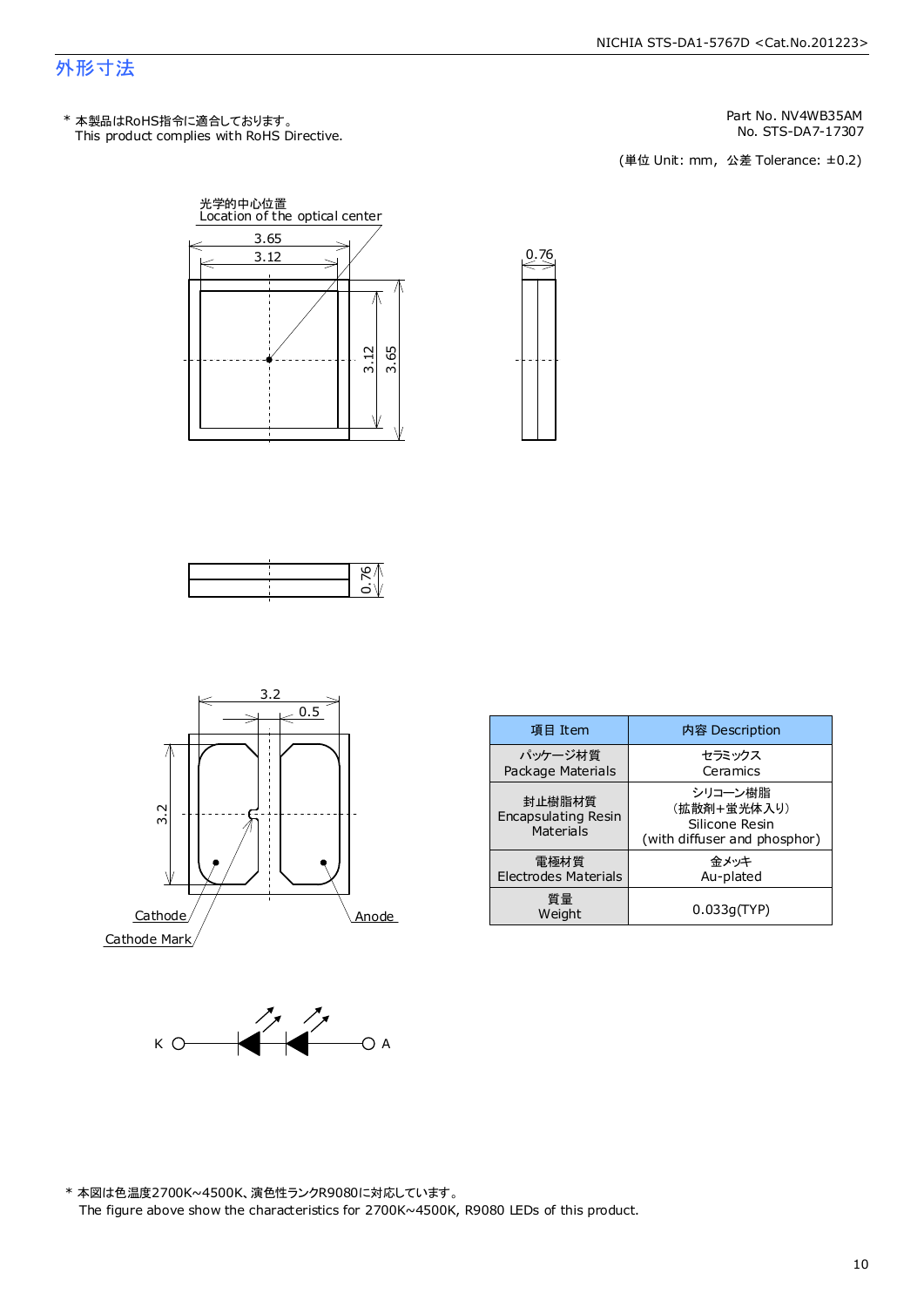## 外形寸法

\* 本製品はRoHS指令に適合しております。
This product complies with RoHS Directive.

Part No. NV4WB35AM
No. STS-DA7-17307

(単位 Unit: mm, 公差 Tolerance: ±0.2)

光学的中心位置
Location of the optical center

3.65
3.12
3.12
3.65
0.76
0.76
3.2
0.5
3.2
Cathode
Cathode Mark
Anode

K A

| 項目 Item | 内容 Description |
| --- | --- |
| パッケージ材質<br>Package Materials | セラミックス<br>Ceramics |
| 封止樹脂材質<br>Encapsulating Resin<br>Materials | シリコーン樹脂<br>(拡散剤+蛍光体入り)<br>Silicone Resin<br>(with diffuser and phosphor) |
| 電極材質<br>Electrodes Materials | 金メッキ<br>Au-plated |
| 質量<br>Weight | 0.033g(TYP) |

\* 本図は色温度2700K~4500K、演色性ランクR9080に対応しています。
The figure above show the characteristics for 2700K~4500K, R9080 LEDs of this product.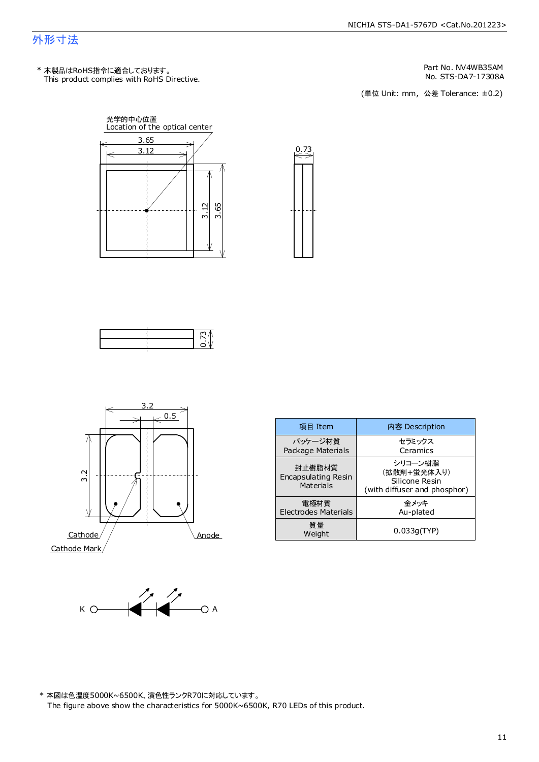## 外形寸法

\* 本製品はRoHS指令に適合しております。
This product complies with RoHS Directive.

Part No. NV4WB35AM
No. STS-DA7-17308A

(単位 Unit: mm，公差 Tolerance: ±0.2)

光学的中心位置
Location of the optical center

3.65
3.12
3.12
3.65
0.73
0.73
3.2
0.5
3.2

Cathode
Cathode Mark
Anode

K A

| 項目 Item | 内容 Description |
|---|---|
| パッケージ材質<br>Package Materials | セラミックス<br>Ceramics |
| 封止樹脂材質<br>Encapsulating Resin Materials | シリコーン樹脂<br>(拡散剤+蛍光体入り)<br>Silicone Resin<br>(with diffuser and phosphor) |
| 電極材質<br>Electrodes Materials | 金メッキ<br>Au-plated |
| 質量<br>Weight | 0.033g(TYP) |

\* 本図は色温度5000K~6500K、演色性ランクR70に対応しています。
The figure above show the characteristics for 5000K~6500K, R70 LEDs of this product.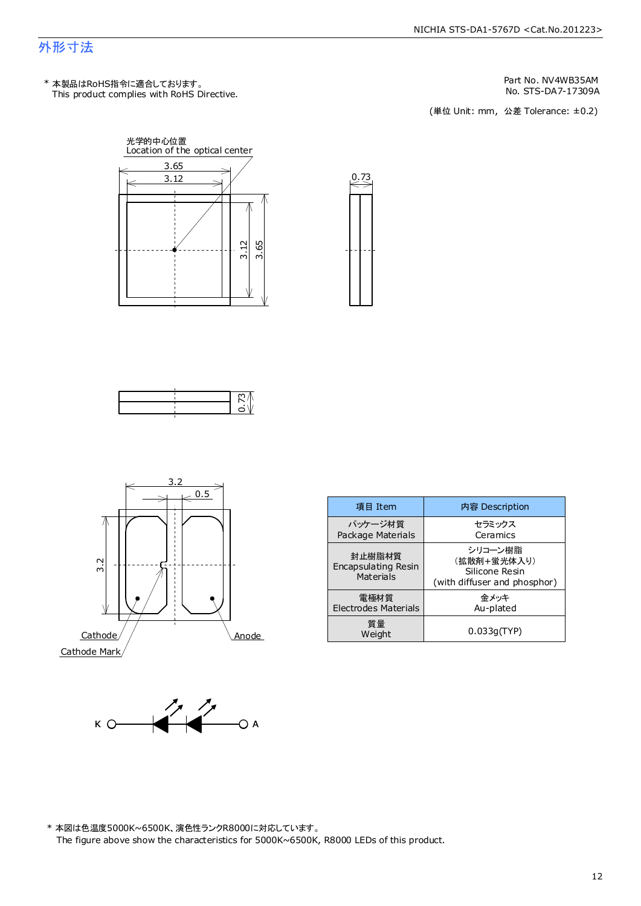# 外形寸法

\* 本製品はRoHS指令に適合しております。
This product complies with RoHS Directive.

Part No. NV4WB35AM
No. STS-DA7-17309A

(単位 Unit: mm, 公差 Tolerance: ±0.2)

光学的中心位置
Location of the optical center

3.65
3.12
3.12
3.65
0.73
0.73
3.2
0.5
3.2

Cathode
Cathode Mark
Anode

K A

| 項目 Item | 内容 Description |
|---|---|
| パッケージ材質<br>Package Materials | セラミックス<br>Ceramics |
| 封止樹脂材質<br>Encapsulating Resin Materials | シリコーン樹脂<br>(拡散剤+蛍光体入り)<br>Silicone Resin<br>(with diffuser and phosphor) |
| 電極材質<br>Electrodes Materials | 金メッキ<br>Au-plated |
| 質量<br>Weight | 0.033g(TYP) |

\* 本図は色温度5000K~6500K、演色性ランクR8000に対応しています。
The figure above show the characteristics for 5000K~6500K, R8000 LEDs of this product.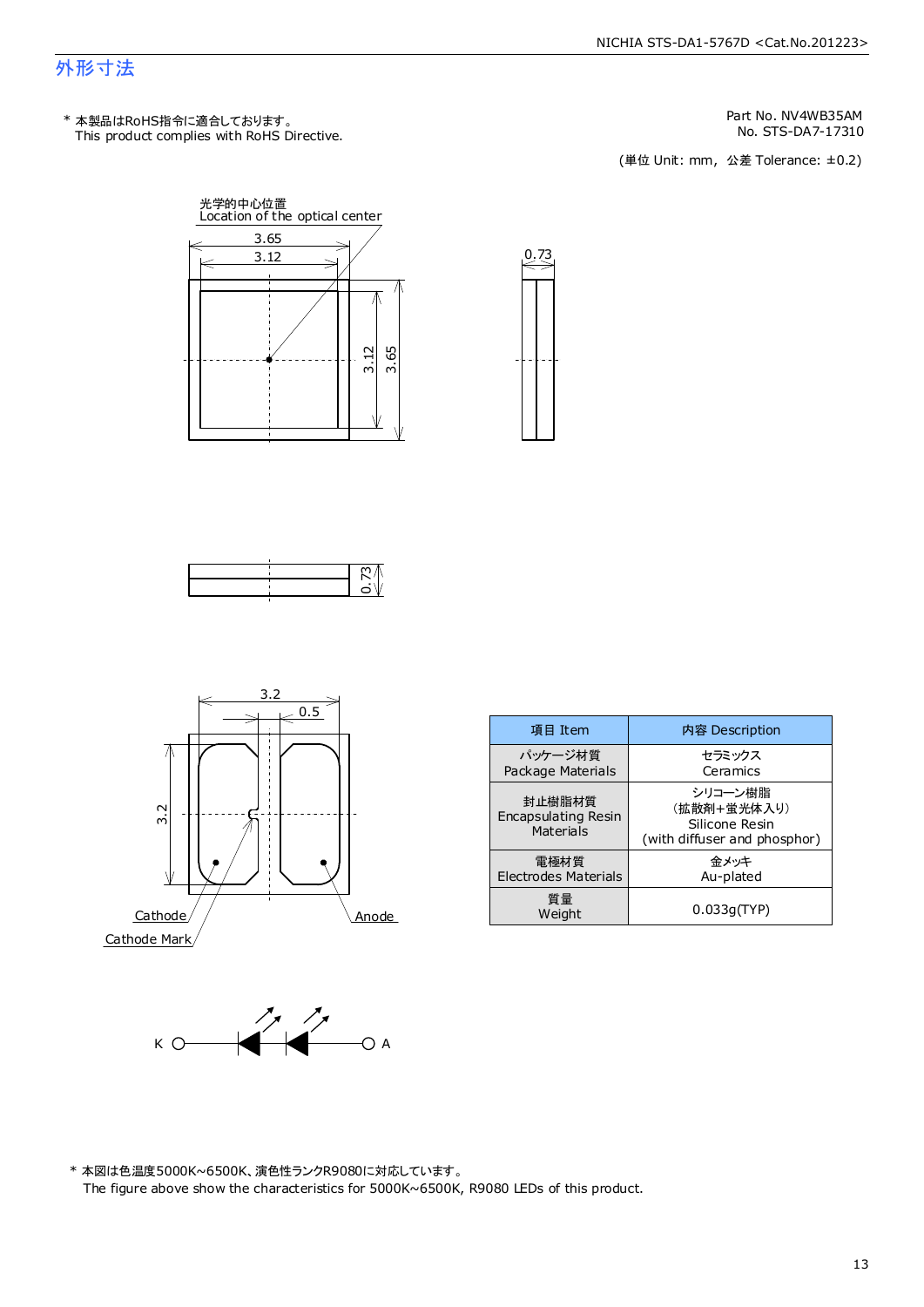# 外形寸法

\* 本製品はRoHS指令に適合しております。
This product complies with RoHS Directive.

Part No. NV4WB35AM
No. STS-DA7-17310

(単位 Unit: mm, 公差 Tolerance: ±0.2)

光学的中心位置
Location of the optical center

3.65
3.12
3.12
3.65
0.73
0.73
3.2
0.5
3.2

Cathode
Cathode Mark
Anode

K
A

| 項目 Item | 内容 Description |
|---|---|
| パッケージ材質<br>Package Materials | セラミックス<br>Ceramics |
| 封止樹脂材質<br>Encapsulating Resin<br>Materials | シリコーン樹脂<br>(拡散剤+蛍光体入り)<br>Silicone Resin<br>(with diffuser and phosphor) |
| 電極材質<br>Electrodes Materials | 金メッキ<br>Au-plated |
| 質量<br>Weight | 0.033g(TYP) |

\* 本図は色温度5000K~6500K、演色性ランクR9080に対応しています。
The figure above show the characteristics for 5000K~6500K, R9080 LEDs of this product.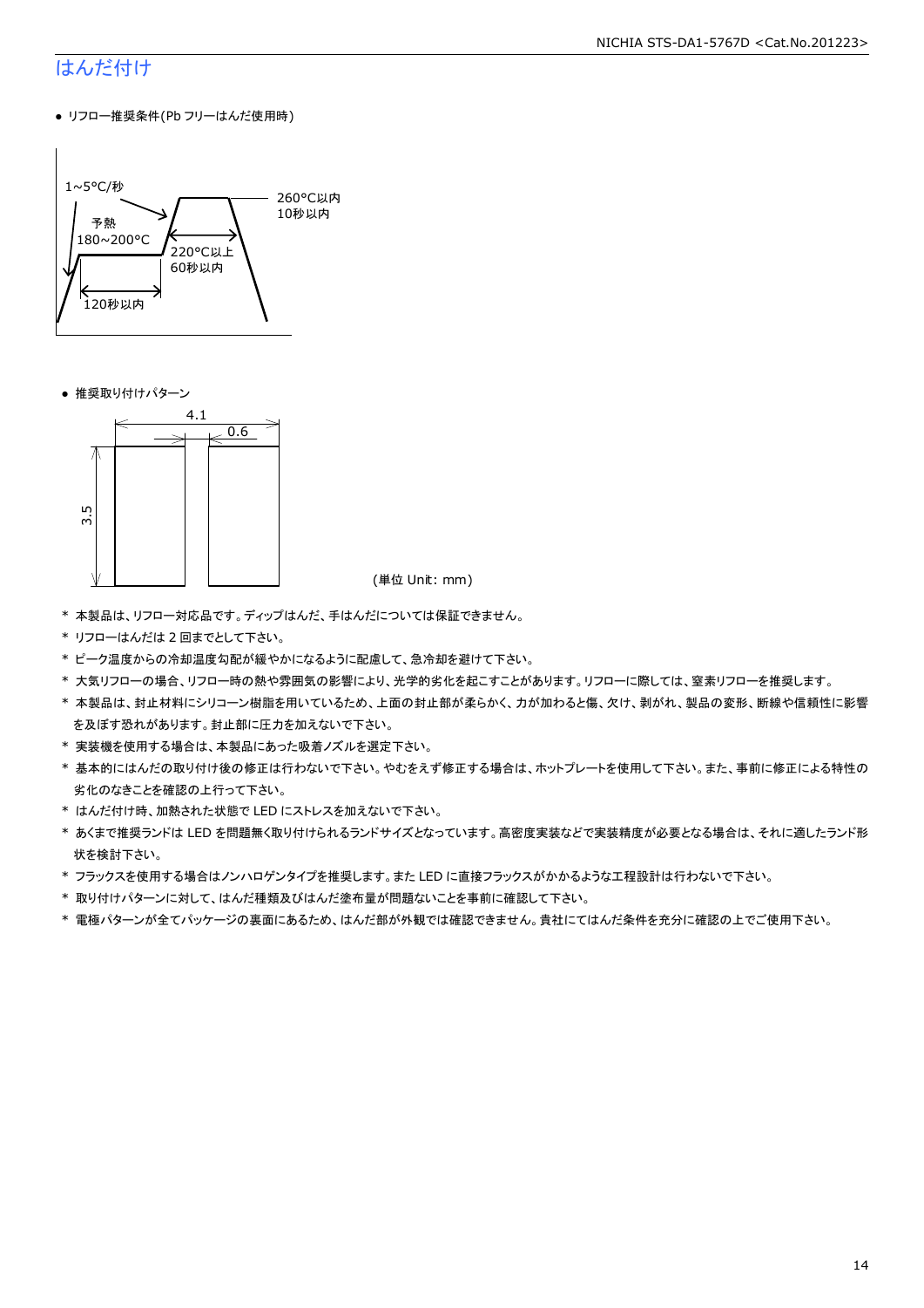# はんだ付け

- リフロー推奨条件(Pb フリーはんだ使用時)

1~5°C/秒

予熱
180~200°C

120秒以内

220°C以上
60秒以内

260°C以内
10秒以内

- 推奨取り付けパターン

4.1

0.6

3.5

(単位 Unit: mm)

* 本製品は、リフロー対応品です。ディップはんだ、手はんだについては保証できません。
* リフローはんだは 2 回までとして下さい。
* ピーク温度からの冷却温度勾配が緩やかになるように配慮して、急冷却を避けて下さい。
* 大気リフローの場合、リフロー時の熱や雰囲気の影響により、光学的劣化を起こすことがあります。リフローに際しては、窒素リフローを推奨します。
* 本製品は、封止材料にシリコーン樹脂を用いているため、上面の封止部が柔らかく、力が加わると傷、欠け、剥がれ、製品の変形、断線や信頼性に影響を及ぼす恐れがあります。封止部に圧力を加えないで下さい。
* 実装機を使用する場合は、本製品にあった吸着ノズルを選定下さい。
* 基本的にはんだの取り付け後の修正は行わないで下さい。やむをえず修正する場合は、ホットプレートを使用して下さい。また、事前に修正による特性の劣化のなきことを確認の上行って下さい。
* はんだ付け時、加熱された状態で LED にストレスを加えないで下さい。
* あくまで推奨ランドは LED を問題無く取り付けられるランドサイズとなっています。高密度実装などで実装精度が必要となる場合は、それに適したランド形状を検討下さい。
* フラックスを使用する場合はノンハロゲンタイプを推奨します。また LED に直接フラックスがかかるような工程設計は行わないで下さい。
* 取り付けパターンに対して、はんだ種類及びはんだ塗布量が問題ないことを事前に確認して下さい。
* 電極パターンが全てパッケージの裏面にあるため、はんだ部が外観では確認できません。貴社にてはんだ条件を充分に確認の上でご使用下さい。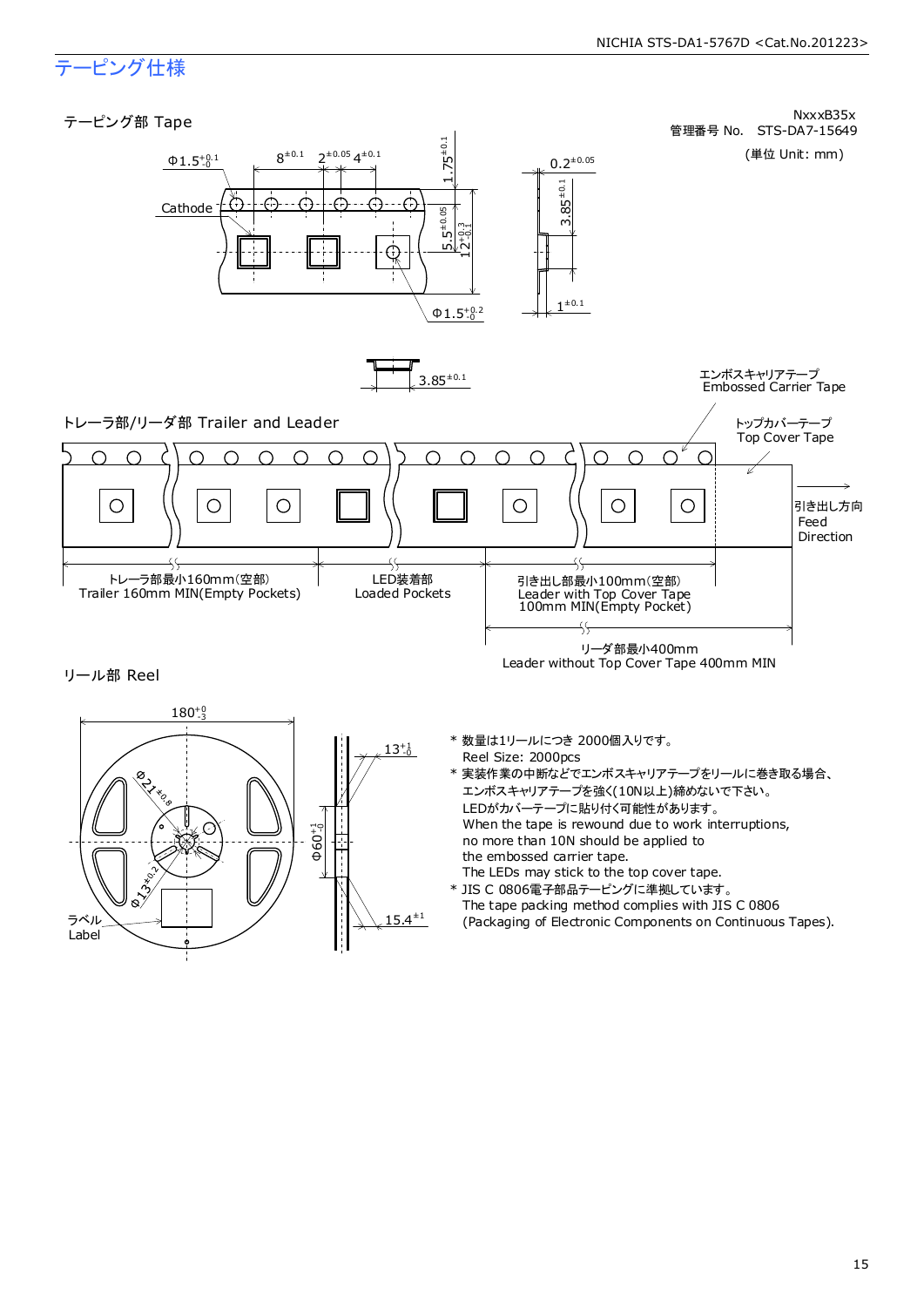# テーピング仕様

NxxxB35x
管理番号 No. STS-DA7-15649

(単位 Unit: mm)

## テーピング部 Tape

Cathode

$\Phi 1.5^{+0.1}_{-0}$　$8^{\pm0.1}$　$2^{\pm0.05}$　$4^{\pm0.1}$　$1.75^{\pm0.1}$　$5.5^{\pm0.05}$　$12^{+0.3}_{-0.1}$　$\Phi 1.5^{+0.2}_{-0}$

$0.2^{\pm0.05}$　$3.85^{\pm0.1}$　$1^{\pm0.1}$

$3.85^{\pm0.1}$

## トレーラ部/リーダ部 Trailer and Leader

エンボスキャリアテープ
Embossed Carrier Tape

トップカバーテープ
Top Cover Tape

引き出し方向
Feed
Direction

トレーラ部最小160mm(空部)
Trailer 160mm MIN(Empty Pockets)

LED装着部
Loaded Pockets

引き出し部最小100mm(空部)
Leader with Top Cover Tape
100mm MIN(Empty Pocket)

リーダ部最小400mm
Leader without Top Cover Tape 400mm MIN

## リール部 Reel

$180^{+0}_{-3}$　$\Phi 21^{\pm0.8}$　$\Phi 13^{\pm0.2}$　$13^{+1}_{-0}$　$\Phi 60^{+1}_{-0}$　$15.4^{\pm1}$

ラベル
Label

\* 数量は1リールにつき 2000個入りです。
Reel Size: 2000pcs

\* 実装作業の中断などでエンボスキャリアテープをリールに巻き取る場合、
エンボスキャリアテープを強く(10N以上)締めないで下さい。
LEDがカバーテープに貼り付く可能性があります。
When the tape is rewound due to work interruptions,
no more than 10N should be applied to
the embossed carrier tape.
The LEDs may stick to the top cover tape.

\* JIS C 0806電子部品テーピングに準拠しています。
The tape packing method complies with JIS C 0806
(Packaging of Electronic Components on Continuous Tapes).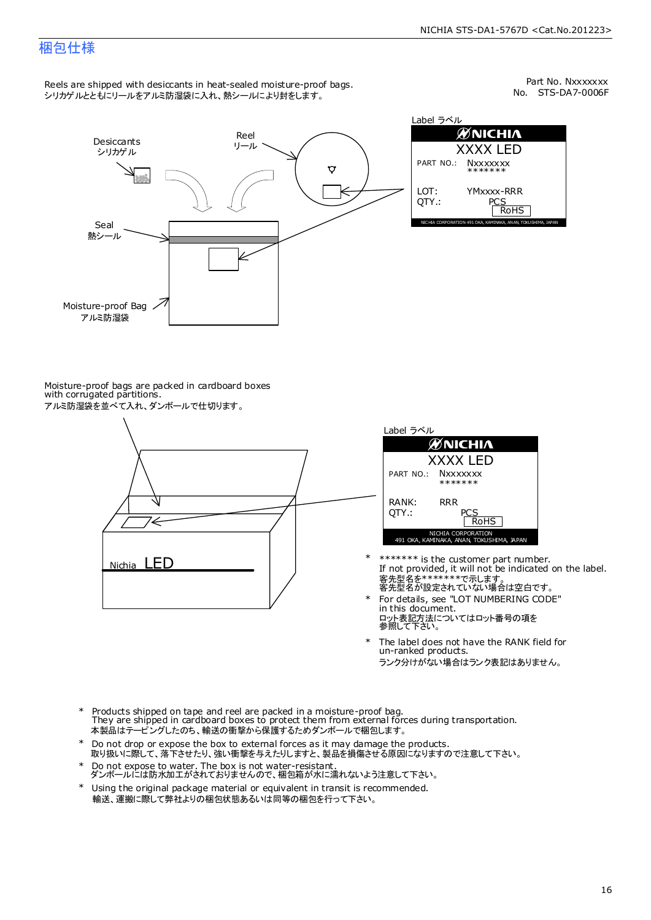# 梱包仕様

Part No. Nxxxxxxx
No. STS-DA7-0006F

Reels are shipped with desiccants in heat-sealed moisture-proof bags.
シリカゲルとともにリールをアルミ防湿袋に入れ、熱シールにより封をします。

Desiccants
シリカゲル

Reel
リール

Seal
熱シール

Moisture-proof Bag
アルミ防湿袋

Label ラベル

NICHIA
XXXX LED
PART NO.: Nxxxxxxx
\*\*\*\*\*\*\*
LOT: YMxxxx-RRR
QTY.: PCS
RoHS
NICHIA CORPORATION 491 OKA, KAMINAKA, ANAN, TOKUSHIMA, JAPAN

Moisture-proof bags are packed in cardboard boxes with corrugated partitions.
アルミ防湿袋を並べて入れ、ダンボールで仕切ります。

Nichia LED

Label ラベル

NICHIA
XXXX LED
PART NO.: Nxxxxxxx
\*\*\*\*\*\*\*
RANK: RRR
QTY.: PCS
RoHS
NICHIA CORPORATION
491 OKA, KAMINAKA, ANAN, TOKUSHIMA, JAPAN

- \*\*\*\*\*\*\* is the customer part number.
  If not provided, it will not be indicated on the label.
  客先型名を\*\*\*\*\*\*\*で示します。
  客先型名が設定されていない場合は空白です。
- For details, see "LOT NUMBERING CODE" in this document.
  ロット表記方法についてはロット番号の項を参照して下さい。
- The label does not have the RANK field for un-ranked products.
  ランク分けがない場合はランク表記はありません。

- Products shipped on tape and reel are packed in a moisture-proof bag.
  They are shipped in cardboard boxes to protect them from external forces during transportation.
  本製品はテーピングしたのち、輸送の衝撃から保護するためダンボールで梱包します。
- Do not drop or expose the box to external forces as it may damage the products.
  取り扱いに際して、落下させたり、強い衝撃を与えたりしますと、製品を損傷させる原因になりますので注意して下さい。
- Do not expose to water. The box is not water-resistant.
  ダンボールには防水加工がされておりませんので、梱包箱が水に濡れないよう注意して下さい。
- Using the original package material or equivalent in transit is recommended.
  輸送、運搬に際して弊社よりの梱包状態あるいは同等の梱包を行って下さい。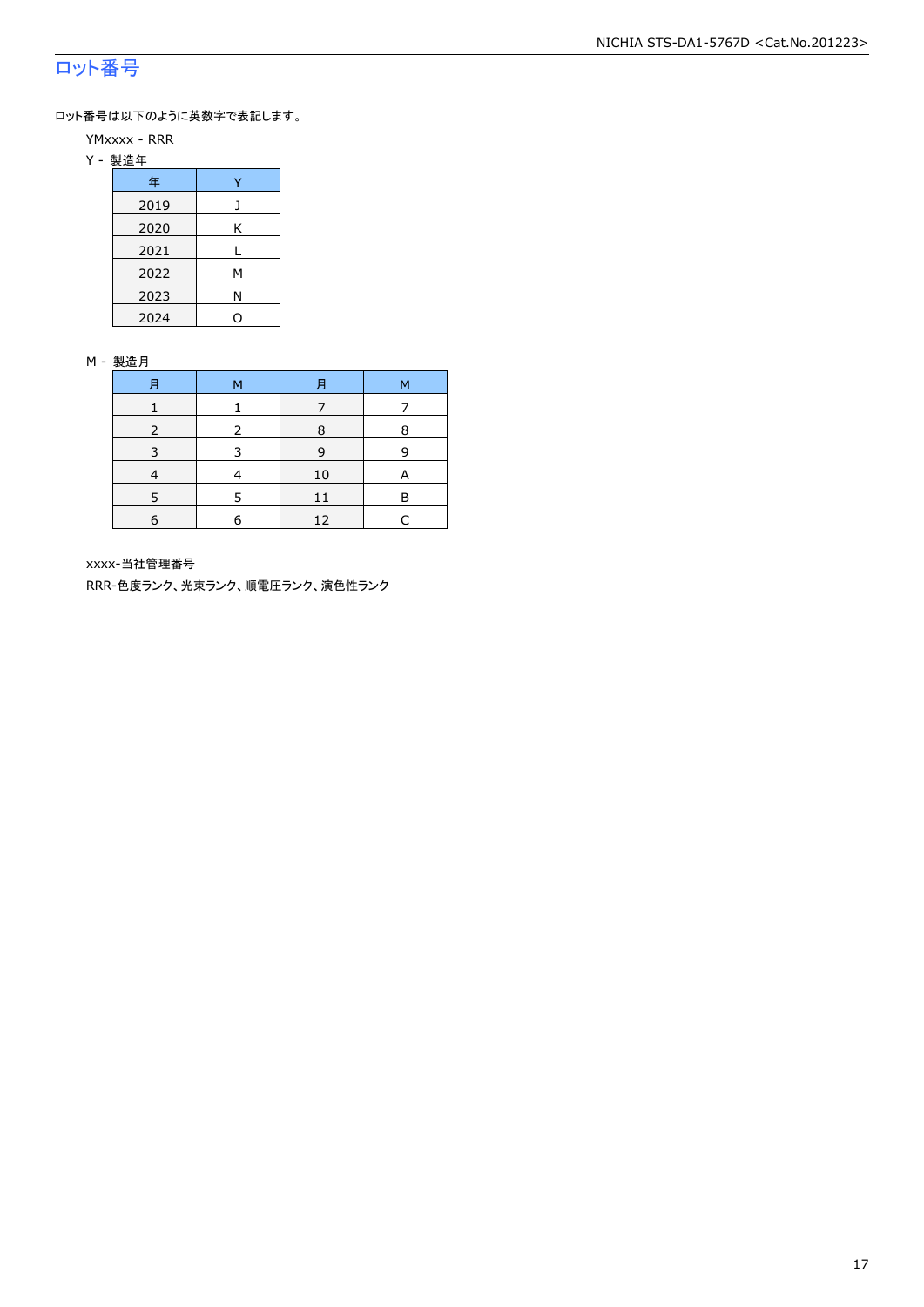## ロット番号

ロット番号は以下のように英数字で表記します。

YMxxxx - RRR

Y - 製造年

| 年 | Y |
|---|---|
| 2019 | J |
| 2020 | K |
| 2021 | L |
| 2022 | M |
| 2023 | N |
| 2024 | O |

M - 製造月

| 月 | M | 月 | M |
|---|---|---|---|
| 1 | 1 | 7 | 7 |
| 2 | 2 | 8 | 8 |
| 3 | 3 | 9 | 9 |
| 4 | 4 | 10 | A |
| 5 | 5 | 11 | B |
| 6 | 6 | 12 | C |

xxxx-当社管理番号

RRR-色度ランク、光束ランク、順電圧ランク、演色性ランク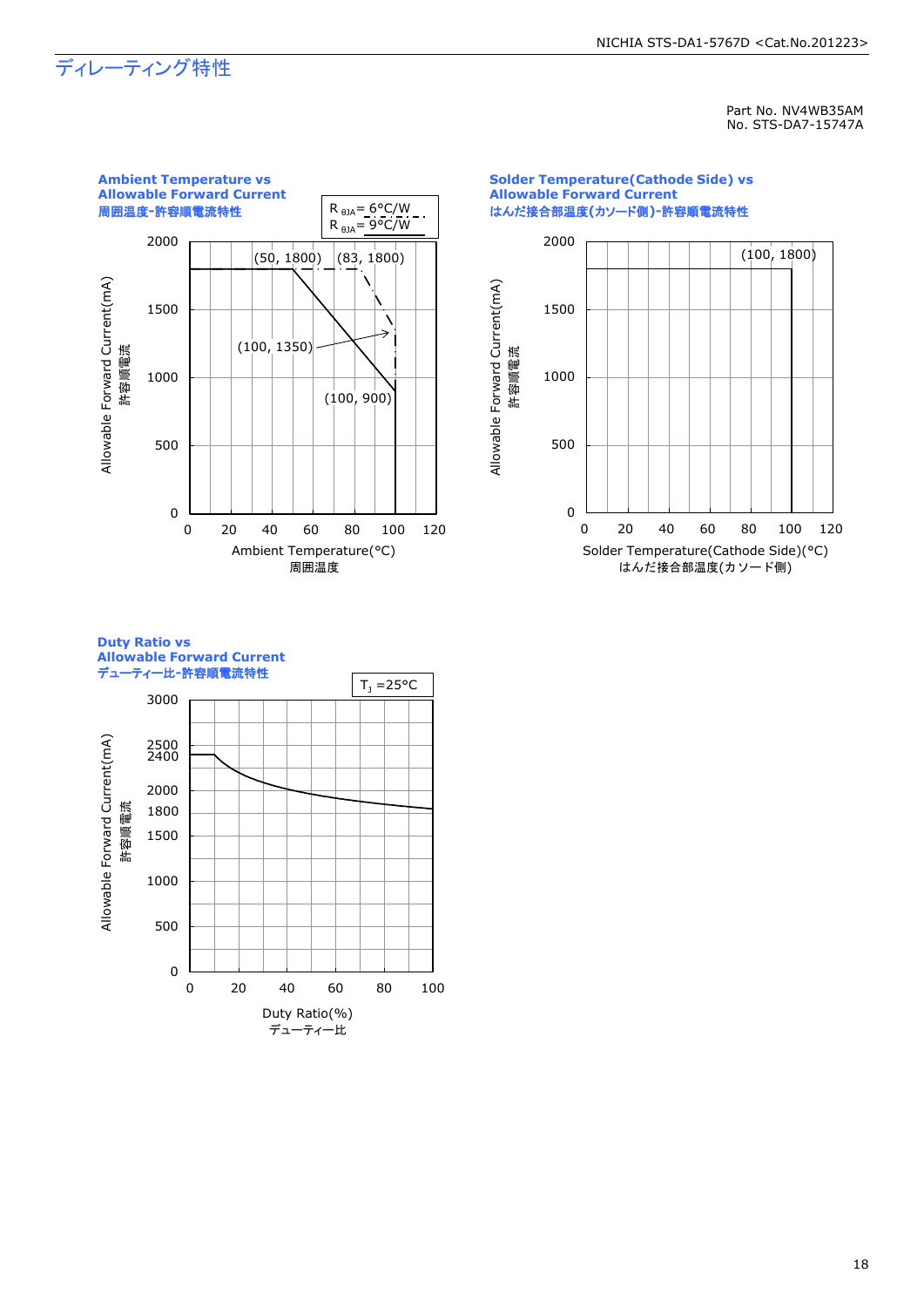# ディレーティング特性

Part No. NV4WB35AM
No. STS-DA7-15747A

### Ambient Temperature vs Allowable Forward Current
### 周囲温度-許容順電流特性

$R_{\theta JA}$= 6°C/W
$R_{\theta JA}$= 9°C/W

(50, 1800) (83, 1800)
(100, 1350)
(100, 900)

Allowable Forward Current(mA) 許容順電流

Ambient Temperature(°C) 周囲温度

### Solder Temperature(Cathode Side) vs Allowable Forward Current
### はんだ接合部温度(カソード側)-許容順電流特性

(100, 1800)

Allowable Forward Current(mA) 許容順電流

Solder Temperature(Cathode Side)(°C) はんだ接合部温度(カソード側)

### Duty Ratio vs Allowable Forward Current
### デューティー比-許容順電流特性

$T_J$ =25°C

Allowable Forward Current(mA) 許容順電流

Duty Ratio(%) デューティー比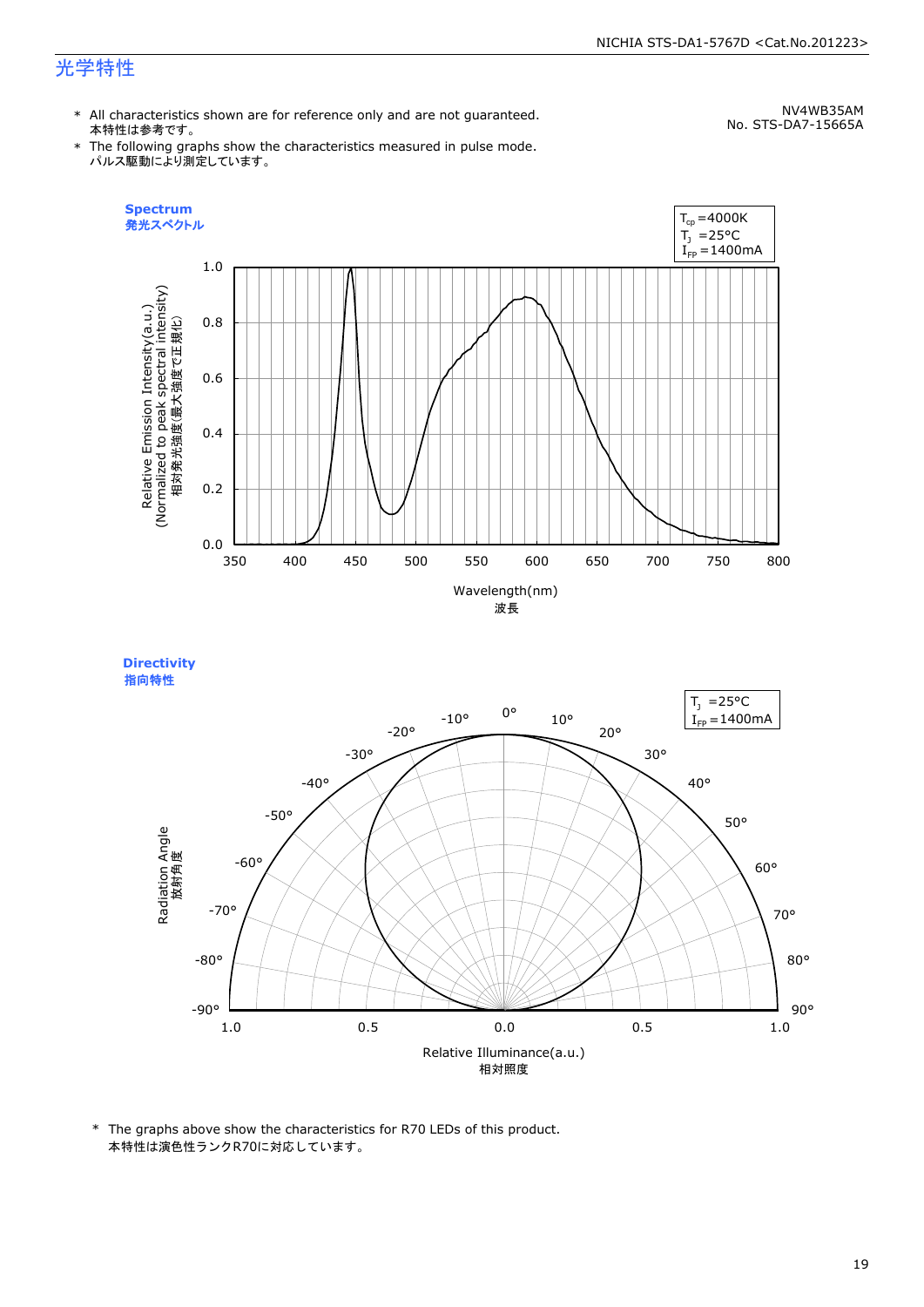## 光学特性

NV4WB35AM
No. STS-DA7-15665A

* All characteristics shown are for reference only and are not guaranteed.
  本特性は参考です。
* The following graphs show the characteristics measured in pulse mode.
  パルス駆動により測定しています。

**Spectrum**
**発光スペクトル**

$T_{cp}$ =4000K
$T_J$ =25°C
$I_{FP}$ =1400mA

Relative Emission Intensity(a.u.)
(Normalized to peak spectral intensity)
相対発光強度(最大強度で正規化)

Wavelength(nm)
波長

**Directivity**
**指向特性**

$T_J$ =25°C
$I_{FP}$ =1400mA

Radiation Angle
放射角度

Relative Illuminance(a.u.)
相対照度

* The graphs above show the characteristics for R70 LEDs of this product.
  本特性は演色性ランクR70に対応しています。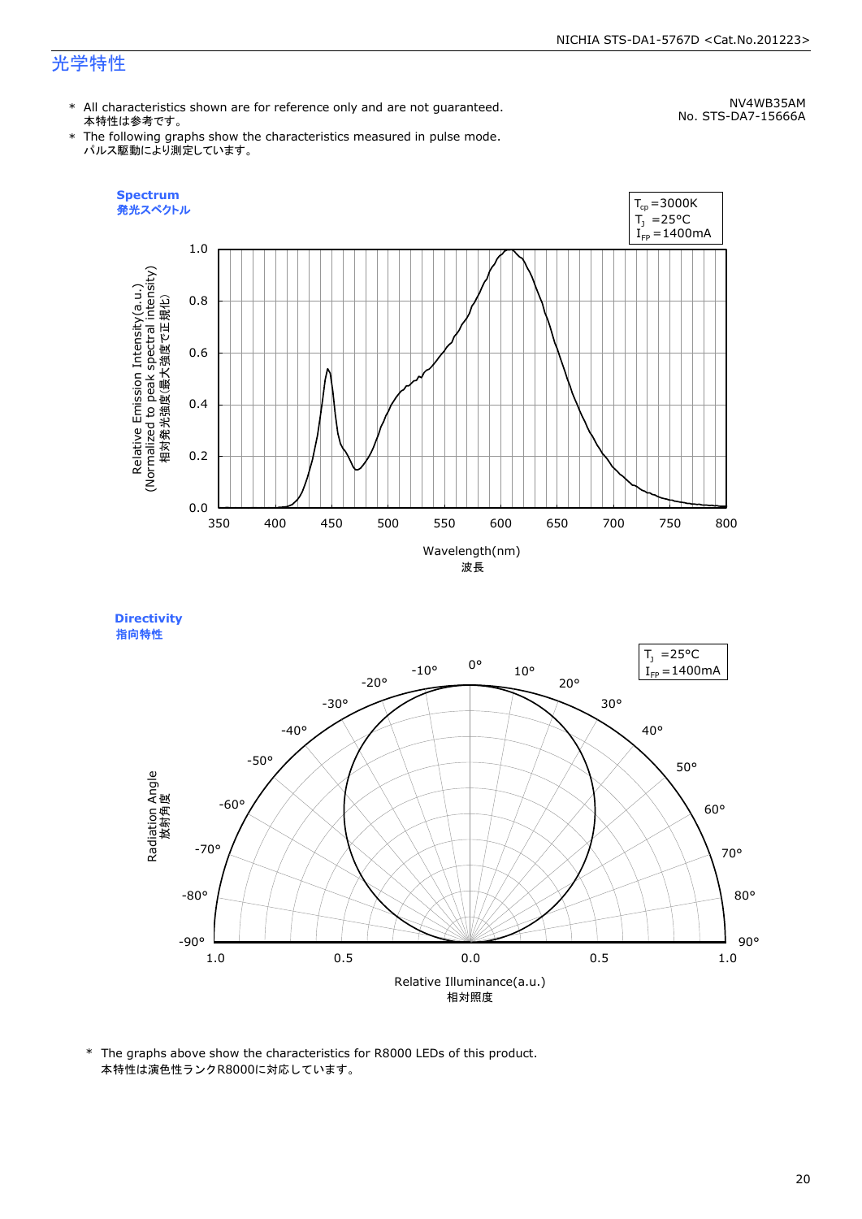## 光学特性

NV4WB35AM
No. STS-DA7-15666A

* All characteristics shown are for reference only and are not guaranteed.
  本特性は参考です。
* The following graphs show the characteristics measured in pulse mode.
  パルス駆動により測定しています。

### Spectrum
### 発光スペクトル

$T_{cp}$=3000K
$T_J$ =25°C
$I_{FP}$=1400mA

Relative Emission Intensity(a.u.)
(Normalized to peak spectral intensity)
相対発光強度(最大強度で正規化)

Wavelength(nm)
波長

### Directivity
### 指向特性

$T_J$ =25°C
$I_{FP}$=1400mA

Radiation Angle
放射角度

Relative Illuminance(a.u.)
相対照度

* The graphs above show the characteristics for R8000 LEDs of this product.
  本特性は演色性ランクR8000に対応しています。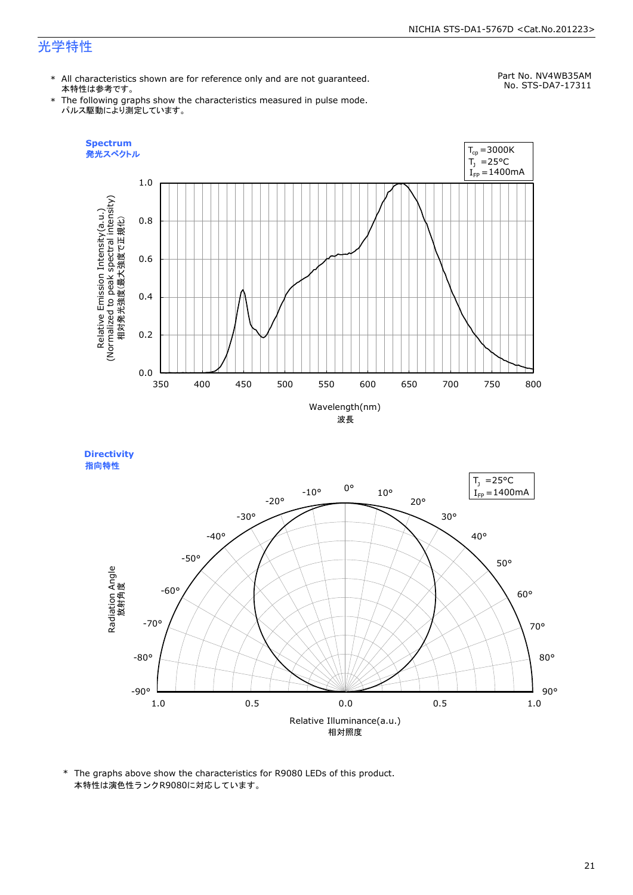## 光学特性

\* All characteristics shown are for reference only and are not guaranteed.
本特性は参考です。

\* The following graphs show the characteristics measured in pulse mode.
パルス駆動により測定しています。

Part No. NV4WB35AM
No. STS-DA7-17311

**Spectrum**
**発光スペクトル**

$T_{cp}$ =3000K
$T_J$ =25°C
$I_{FP}$ =1400mA

Relative Emission Intensity(a.u.)
(Normalized to peak spectral intensity)
相対発光強度(最大強度で正規化)

Wavelength(nm)
波長

**Directivity**
**指向特性**

$T_J$ =25°C
$I_{FP}$ =1400mA

Radiation Angle
放射角度

Relative Illuminance(a.u.)
相対照度

\* The graphs above show the characteristics for R9080 LEDs of this product.
本特性は演色性ランクR9080に対応しています。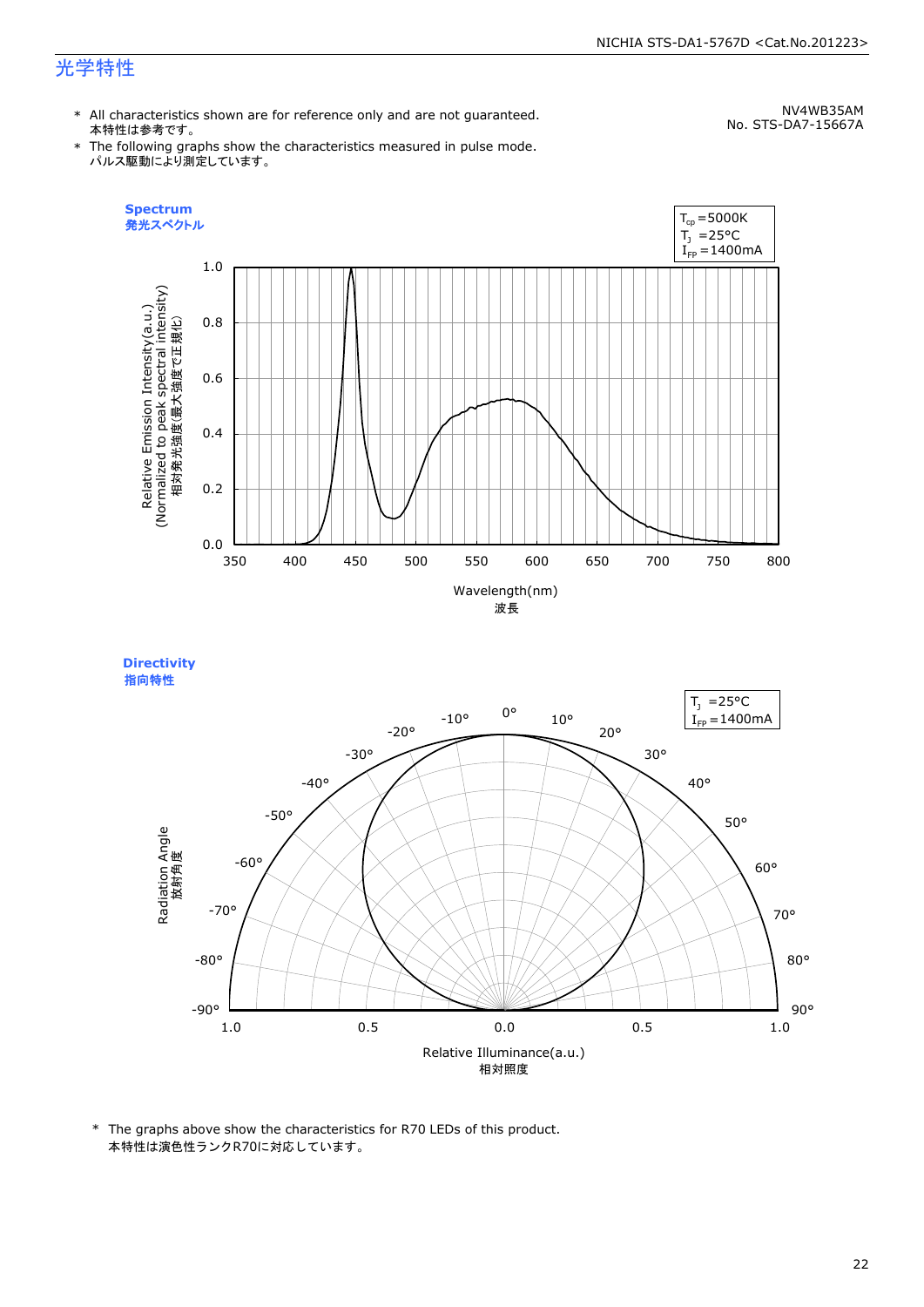## 光学特性

NV4WB35AM
No. STS-DA7-15667A

\* All characteristics shown are for reference only and are not guaranteed.
本特性は参考です。

\* The following graphs show the characteristics measured in pulse mode.
パルス駆動により測定しています。

**Spectrum**
**発光スペクトル**

$T_{cp}$=5000K
$T_J$ =25°C
$I_{FP}$=1400mA

Relative Emission Intensity(a.u.)
(Normalized to peak spectral intensity)
相対発光強度(最大強度で正規化)

Wavelength(nm)
波長

**Directivity**
**指向特性**

$T_J$ =25°C
$I_{FP}$=1400mA

Radiation Angle
放射角度

Relative Illuminance(a.u.)
相対照度

\* The graphs above show the characteristics for R70 LEDs of this product.
本特性は演色性ランクR70に対応しています。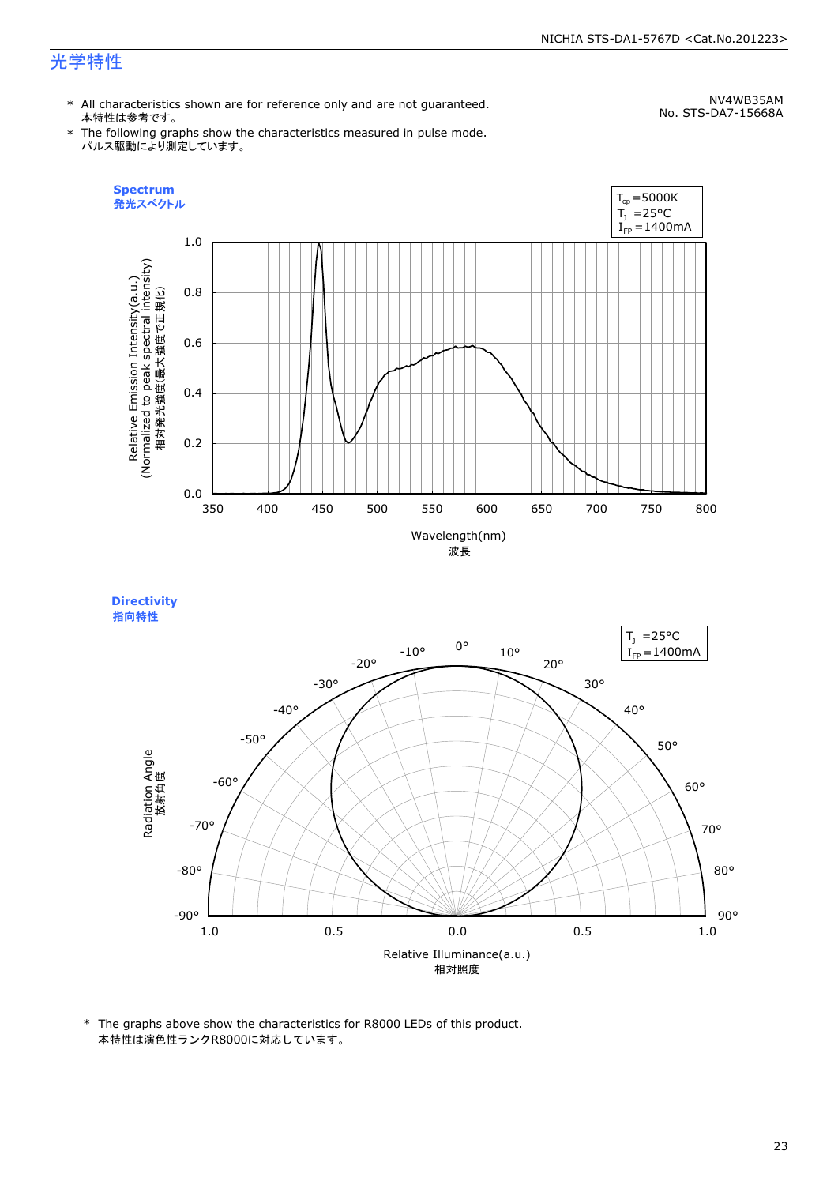# 光学特性

NV4WB35AM
No. STS-DA7-15668A

- \* All characteristics shown are for reference only and are not guaranteed.
  本特性は参考です。
- \* The following graphs show the characteristics measured in pulse mode.
  パルス駆動により測定しています。

**Spectrum**
**発光スペクトル**

$T_{cp}$ =5000K
$T_J$ =25°C
$I_{FP}$ =1400mA

Relative Emission Intensity(a.u.) (Normalized to peak spectral intensity)
相対発光強度(最大強度で正規化)

Wavelength(nm)
波長

**Directivity**
**指向特性**

$T_J$ =25°C
$I_{FP}$ =1400mA

Radiation Angle
放射角度

Relative Illuminance(a.u.)
相対照度

\* The graphs above show the characteristics for R8000 LEDs of this product.
本特性は演色性ランクR8000に対応しています。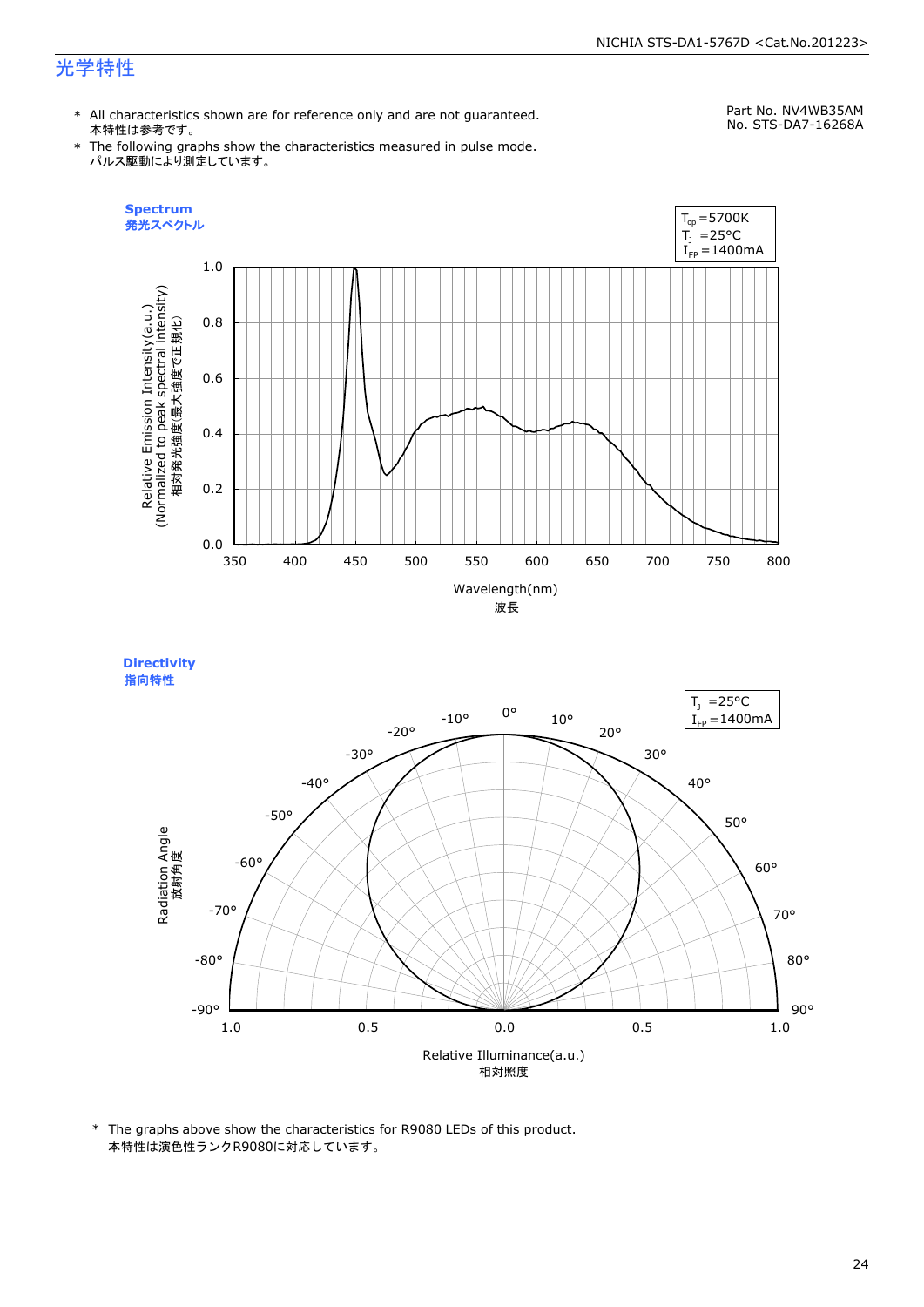# 光学特性

- \* All characteristics shown are for reference only and are not guaranteed.
  本特性は参考です。
- \* The following graphs show the characteristics measured in pulse mode.
  パルス駆動により測定しています。

Part No. NV4WB35AM
No. STS-DA7-16268A

**Spectrum**
**発光スペクトル**

$T_{cp}$ =5700K
$T_J$ =25°C
$I_{FP}$ =1400mA

Relative Emission Intensity(a.u.)
(Normalized to peak spectral intensity)
相対発光強度(最大強度で正規化)

Wavelength(nm)
波長

**Directivity**
**指向特性**

$T_J$ =25°C
$I_{FP}$ =1400mA

Radiation Angle
放射角度

Relative Illuminance(a.u.)
相対照度

\* The graphs above show the characteristics for R9080 LEDs of this product.
本特性は演色性ランクR9080に対応しています。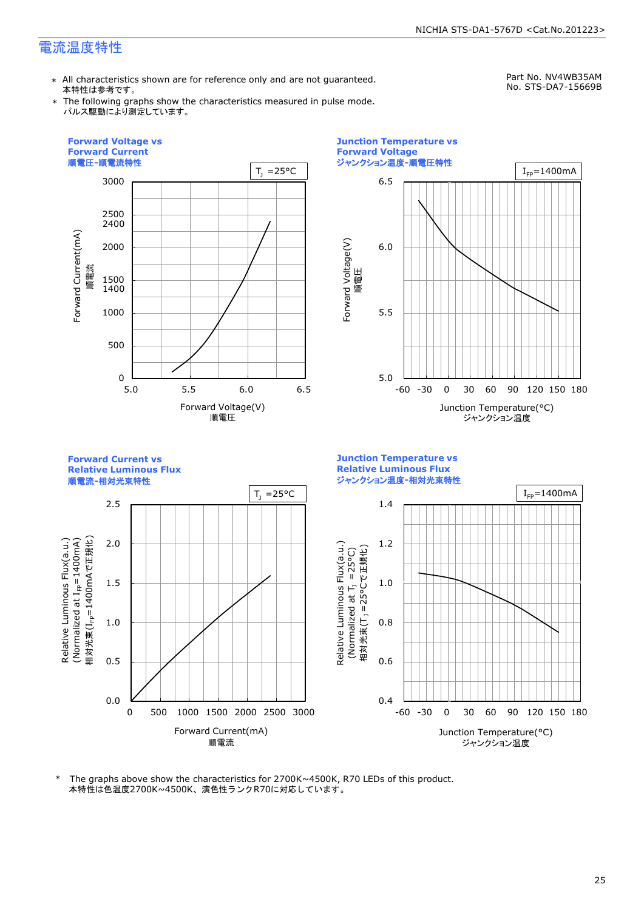# 電流温度特性

Part No. NV4WB35AM
No. STS-DA7-15669B

* All characteristics shown are for reference only and are not guaranteed.
  本特性は参考です。
* The following graphs show the characteristics measured in pulse mode.
  パルス駆動により測定しています。

**Forward Voltage vs Forward Current**
**順電圧-順電流特性**

$T_J$ =25°C

Forward Current(mA) 順電流 (0, 500, 1000, 1400, 1500, 2000, 2400, 2500, 3000)

Forward Voltage(V) 順電圧 (5.0, 5.5, 6.0, 6.5)

**Junction Temperature vs Forward Voltage**
**ジャンクション温度-順電圧特性**

$I_{FP}$=1400mA

Forward Voltage(V) 順電圧 (5.0, 5.5, 6.0, 6.5)

Junction Temperature(°C) ジャンクション温度 (-60, -30, 0, 30, 60, 90, 120, 150, 180)

**Forward Current vs Relative Luminous Flux**
**順電流-相対光束特性**

$T_J$ =25°C

Relative Luminous Flux(a.u.) (Normalized at $I_{FP}$=1400mA) 相対光束($I_{FP}$=1400mAで正規化) (0.0, 0.5, 1.0, 1.5, 2.0, 2.5)

Forward Current(mA) 順電流 (0, 500, 1000, 1500, 2000, 2500, 3000)

**Junction Temperature vs Relative Luminous Flux**
**ジャンクション温度-相対光束特性**

$I_{FP}$=1400mA

Relative Luminous Flux(a.u.) (Normalized at $T_J$ =25°C) 相対光束($T_J$ =25°Cで正規化) (0.4, 0.6, 0.8, 1.0, 1.2, 1.4)

Junction Temperature(°C) ジャンクション温度 (-60, -30, 0, 30, 60, 90, 120, 150, 180)

* The graphs above show the characteristics for 2700K~4500K, R70 LEDs of this product.
  本特性は色温度2700K~4500K、演色性ランクR70に対応しています。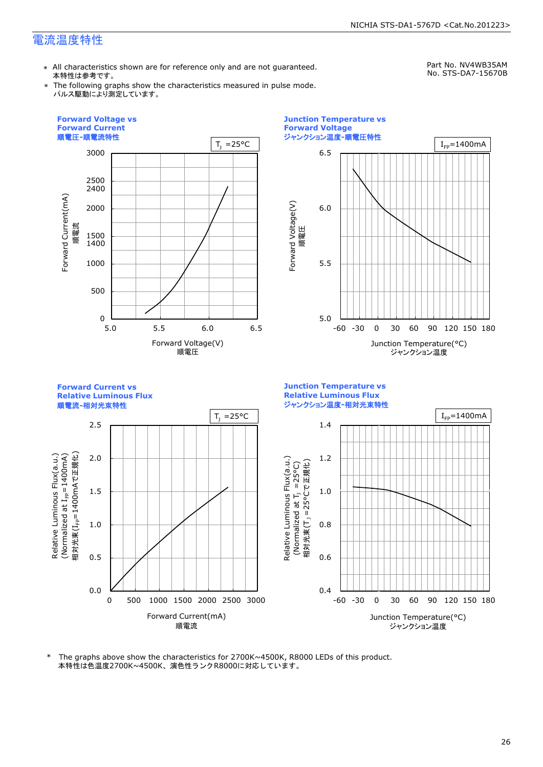## 電流温度特性

Part No. NV4WB35AM
No. STS-DA7-15670B

* All characteristics shown are for reference only and are not guaranteed.
  本特性は参考です。
* The following graphs show the characteristics measured in pulse mode.
  パルス駆動により測定しています。

**Forward Voltage vs Forward Current**
**順電圧-順電流特性**

$T_J$ =25°C

Forward Current(mA) 順電流 (0, 500, 1000, 1400, 1500, 2000, 2400, 2500, 3000)
Forward Voltage(V) 順電圧 (5.0, 5.5, 6.0, 6.5)

**Junction Temperature vs Forward Voltage**
**ジャンクション温度-順電圧特性**

$I_{FP}$=1400mA

Forward Voltage(V) 順電圧 (5.0, 5.5, 6.0, 6.5)
Junction Temperature(°C) ジャンクション温度 (-60, -30, 0, 30, 60, 90, 120, 150, 180)

**Forward Current vs Relative Luminous Flux**
**順電流-相対光束特性**

$T_J$ =25°C

Relative Luminous Flux(a.u.) (Normalized at $I_{FP}$=1400mA) 相対光束($I_{FP}$=1400mAで正規化) (0.0, 0.5, 1.0, 1.5, 2.0, 2.5)
Forward Current(mA) 順電流 (0, 500, 1000, 1500, 2000, 2500, 3000)

**Junction Temperature vs Relative Luminous Flux**
**ジャンクション温度-相対光束特性**

$I_{FP}$=1400mA

Relative Luminous Flux(a.u.) (Normalized at $T_J$ =25°C) 相対光束($T_J$ =25°Cで正規化) (0.4, 0.6, 0.8, 1.0, 1.2, 1.4)
Junction Temperature(°C) ジャンクション温度 (-60, -30, 0, 30, 60, 90, 120, 150, 180)

* The graphs above show the characteristics for 2700K~4500K, R8000 LEDs of this product.
  本特性は色温度2700K~4500K、演色性ランクR8000に対応しています。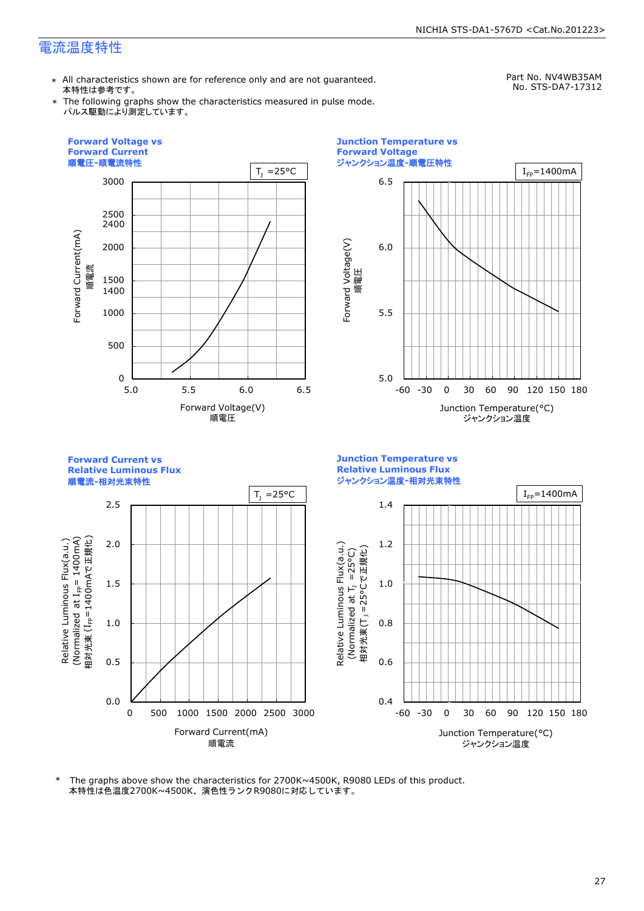## 電流温度特性

Part No. NV4WB35AM
No. STS-DA7-17312

- ＊ All characteristics shown are for reference only and are not guaranteed.
  本特性は参考です。
- ＊ The following graphs show the characteristics measured in pulse mode.
  パルス駆動により測定しています。

**Forward Voltage vs Forward Current**
**順電圧-順電流特性**

$T_J$ =25°C

Forward Current(mA) 順電流 / Forward Voltage(V) 順電圧

**Junction Temperature vs Forward Voltage**
**ジャンクション温度-順電圧特性**

$I_{FP}$=1400mA

Forward Voltage(V) 順電圧 / Junction Temperature(°C) ジャンクション温度

**Forward Current vs Relative Luminous Flux**
**順電流-相対光束特性**

$T_J$ =25°C

Relative Luminous Flux(a.u.) (Normalized at $I_{FP}$= 1400mA) 相対光束 ($I_{FP}$=1400mAで正規化) / Forward Current(mA) 順電流

**Junction Temperature vs Relative Luminous Flux**
**ジャンクション温度-相対光束特性**

$I_{FP}$=1400mA

Relative Luminous Flux(a.u.) (Normalized at $T_J$ =25°C) 相対光束($T_J$ =25°Cで正規化) / Junction Temperature(°C) ジャンクション温度

＊ The graphs above show the characteristics for 2700K~4500K, R9080 LEDs of this product.
本特性は色温度2700K~4500K、演色性ランクR9080に対応しています。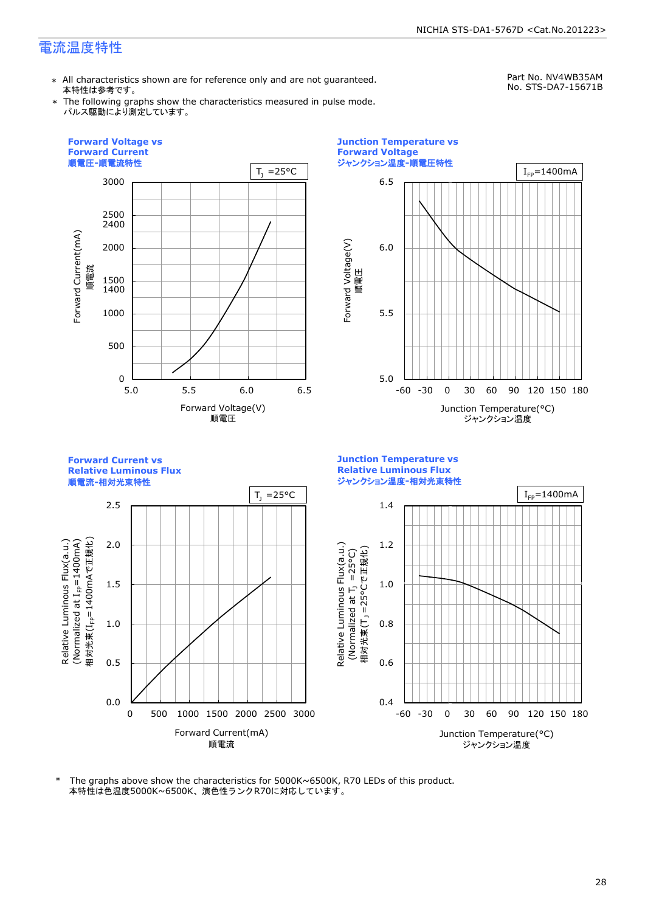## 電流温度特性

Part No. NV4WB35AM
No. STS-DA7-15671B

- ＊ All characteristics shown are for reference only and are not guaranteed.
  本特性は参考です。
- ＊ The following graphs show the characteristics measured in pulse mode.
  パルス駆動により測定しています。

**Forward Voltage vs Forward Current**
**順電圧-順電流特性**

$T_J$ =25°C

Forward Current(mA) 順電流 — Forward Voltage(V) 順電压

**Junction Temperature vs Forward Voltage**
**ジャンクション温度-順電圧特性**

$I_{FP}$=1400mA

Forward Voltage(V) 順電圧 — Junction Temperature(°C) ジャンクション温度

**Forward Current vs Relative Luminous Flux**
**順電流-相対光束特性**

$T_J$ =25°C

Relative Luminous Flux(a.u.) (Normalized at $I_{FP}$=1400mA) 相対光束($I_{FP}$=1400mAで正規化) — Forward Current(mA) 順電流

**Junction Temperature vs Relative Luminous Flux**
**ジャンクション温度-相対光束特性**

$I_{FP}$=1400mA

Relative Luminous Flux(a.u.) (Normalized at $T_J$ =25°C) 相対光束($T_J$ =25°Cで正規化) — Junction Temperature(°C) ジャンクション温度

＊ The graphs above show the characteristics for 5000K~6500K, R70 LEDs of this product.
本特性は色温度5000K~6500K、演色性ランクR70に対応しています。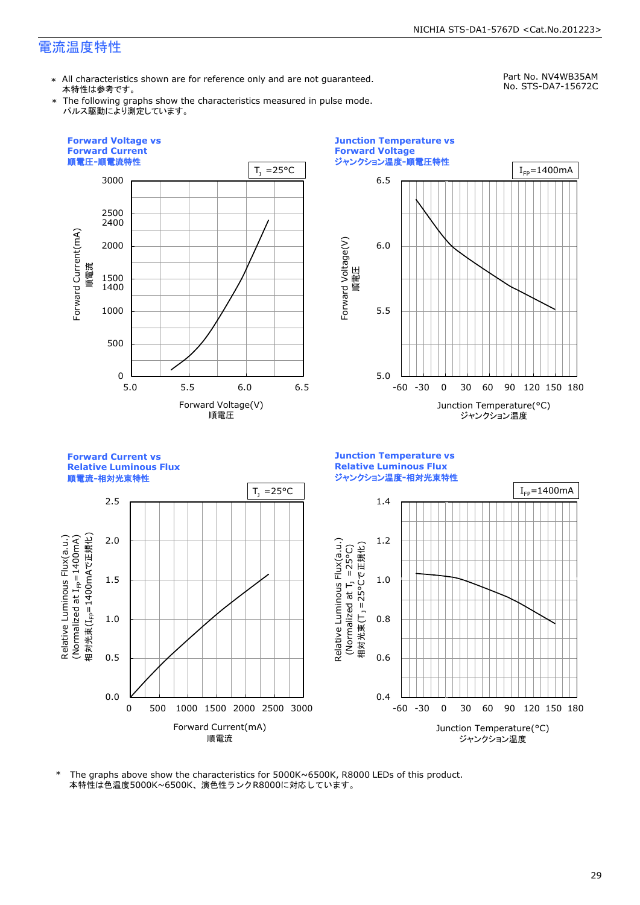## 電流温度特性

Part No. NV4WB35AM
No. STS-DA7-15672C

* All characteristics shown are for reference only and are not guaranteed.
  本特性は参考です。
* The following graphs show the characteristics measured in pulse mode.
  パルス駆動により測定しています。

**Forward Voltage vs Forward Current**
**順電圧-順電流特性**

$T_J$ =25°C

Forward Current(mA) 順電流: 0, 500, 1000, 1400, 1500, 2000, 2400, 2500, 3000

Forward Voltage(V) 順電圧: 5.0, 5.5, 6.0, 6.5

**Junction Temperature vs Forward Voltage**
**ジャンクション温度-順電圧特性**

$I_{FP}$=1400mA

Forward Voltage(V) 順電圧: 5.0, 5.5, 6.0, 6.5

Junction Temperature(°C) ジャンクション温度: -60, -30, 0, 30, 60, 90, 120, 150, 180

**Forward Current vs Relative Luminous Flux**
**順電流-相対光束特性**

$T_J$ =25°C

Relative Luminous Flux(a.u.) (Normalized at $I_{FP}$=1400mA) 相対光束($I_{FP}$=1400mAで正規化): 0.0, 0.5, 1.0, 1.5, 2.0, 2.5

Forward Current(mA) 順電流: 0, 500, 1000, 1500, 2000, 2500, 3000

**Junction Temperature vs Relative Luminous Flux**
**ジャンクション温度-相対光束特性**

$I_{FP}$=1400mA

Relative Luminous Flux(a.u.) (Normalized at $T_J$ =25°C) 相対光束($T_J$ =25°Cで正規化): 0.4, 0.6, 0.8, 1.0, 1.2, 1.4

Junction Temperature(°C) ジャンクション温度: -60, -30, 0, 30, 60, 90, 120, 150, 180

* The graphs above show the characteristics for 5000K~6500K, R8000 LEDs of this product.
  本特性は色温度5000K~6500K、演色性ランクR8000に対応しています。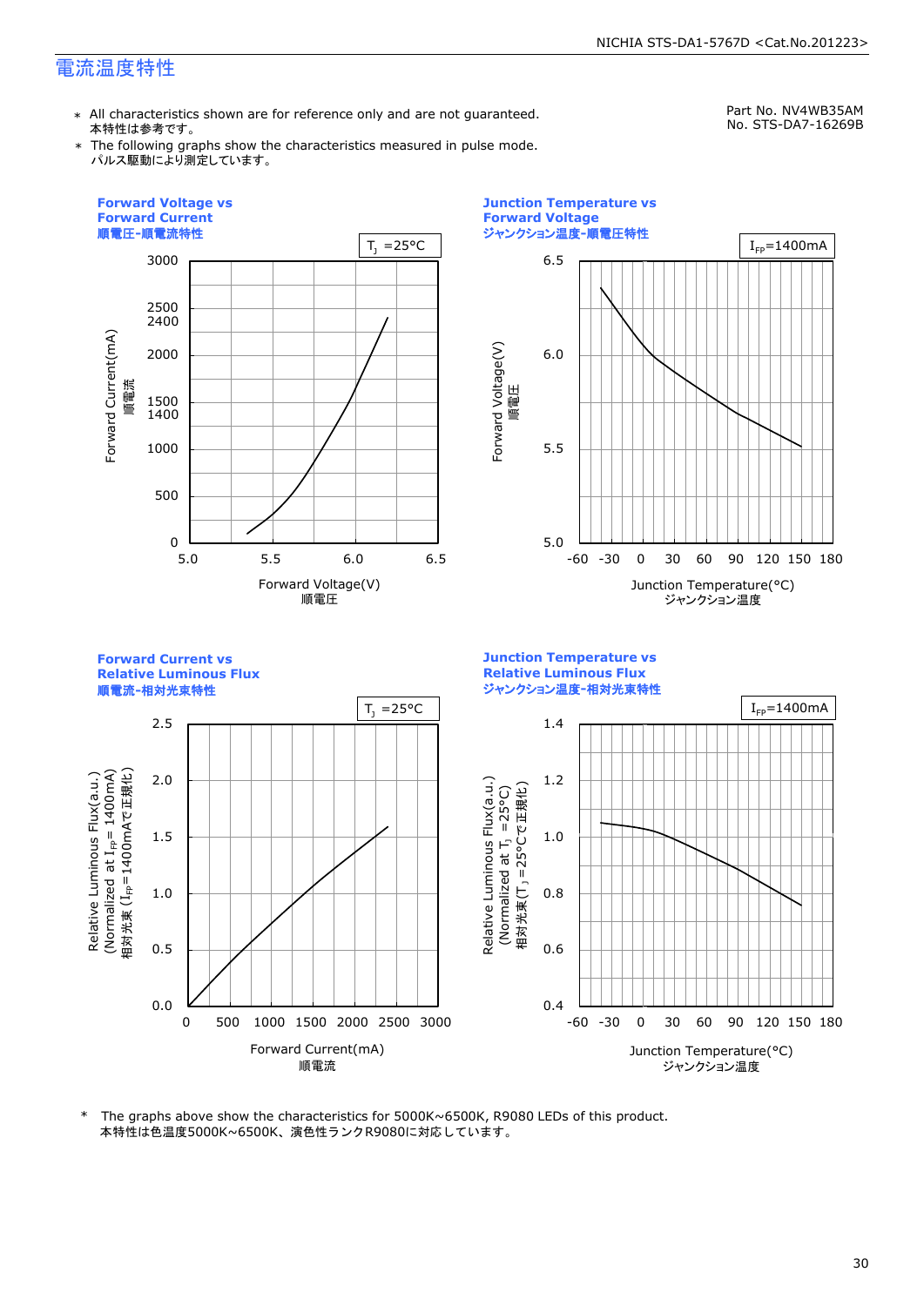## 電流温度特性

Part No. NV4WB35AM
No. STS-DA7-16269B

- ＊ All characteristics shown are for reference only and are not guaranteed.
  本特性は参考です。
- ＊ The following graphs show the characteristics measured in pulse mode.
  パルス駆動により測定しています。

**Forward Voltage vs Forward Current**
**順電圧-順電流特性**

$T_J$ =25°C

Forward Current(mA) 順電流 (0, 500, 1000, 1400, 1500, 2000, 2400, 2500, 3000)
Forward Voltage(V) 順電圧 (5.0, 5.5, 6.0, 6.5)

**Junction Temperature vs Forward Voltage**
**ジャンクション温度-順電圧特性**

$I_{FP}$=1400mA

Forward Voltage(V) 順電圧 (5.0, 5.5, 6.0, 6.5)
Junction Temperature(°C) ジャンクション温度 (-60, -30, 0, 30, 60, 90, 120, 150, 180)

**Forward Current vs Relative Luminous Flux**
**順電流-相対光束特性**

$T_J$ =25°C

Relative Luminous Flux(a.u.) (Normalized at $I_{FP}$ = 1400mA) 相対光束 ($I_{FP}$=1400mAで正規化) (0.0, 0.5, 1.0, 1.5, 2.0, 2.5)
Forward Current(mA) 順電流 (0, 500, 1000, 1500, 2000, 2500, 3000)

**Junction Temperature vs Relative Luminous Flux**
**ジャンクション温度-相対光束特性**

$I_{FP}$=1400mA

Relative Luminous Flux(a.u.) (Normalized at $T_J$ =25°C) 相対光束($T_J$ =25°Cで正規化) (0.4, 0.6, 0.8, 1.0, 1.2, 1.4)
Junction Temperature(°C) ジャンクション温度 (-60, -30, 0, 30, 60, 90, 120, 150, 180)

＊ The graphs above show the characteristics for 5000K~6500K, R9080 LEDs of this product.
本特性は色温度5000K~6500K、演色性ランクR9080に対応しています。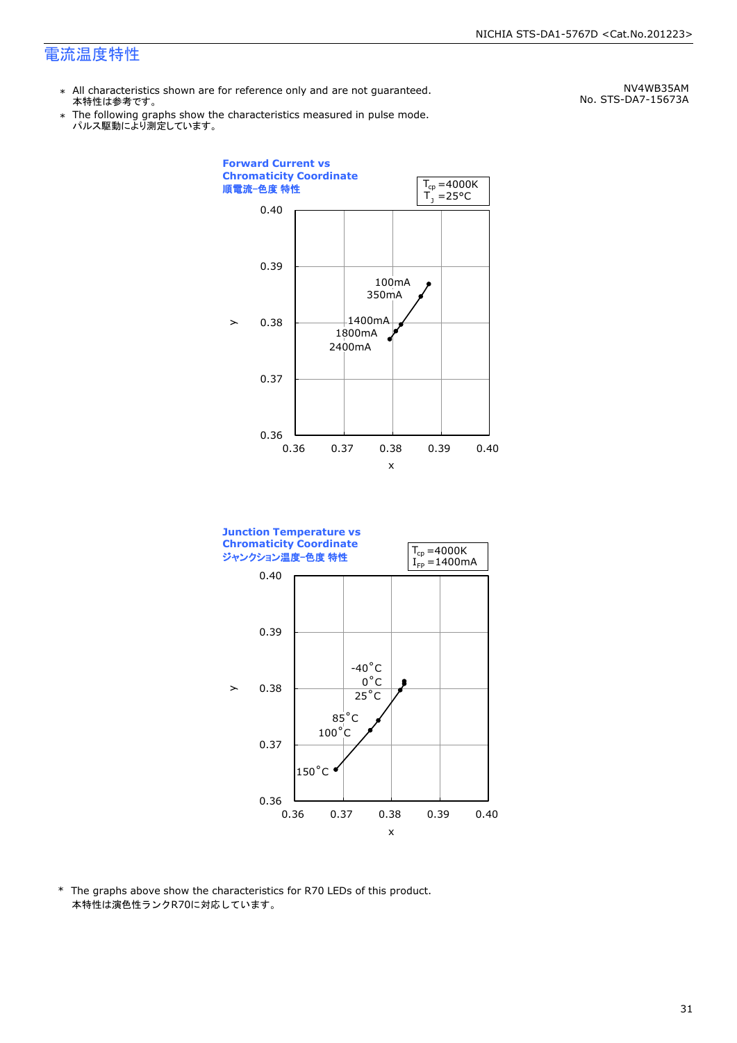# 電流温度特性

NV4WB35AM
No. STS-DA7-15673A

- ＊ All characteristics shown are for reference only and are not guaranteed.
  本特性は参考です。
- ＊ The following graphs show the characteristics measured in pulse mode.
  パルス駆動により測定しています。

**Forward Current vs Chromaticity Coordinate**
**順電流-色度 特性**

$T_{cp}$ =4000K
$T_J$ =25°C

y: 0.36 – 0.40, x: 0.36 – 0.40

100mA, 350mA, 1400mA, 1800mA, 2400mA

**Junction Temperature vs Chromaticity Coordinate**
**ジャンクション温度-色度 特性**

$T_{cp}$ =4000K
$I_{FP}$ =1400mA

y: 0.36 – 0.40, x: 0.36 – 0.40

-40°C, 0°C, 25°C, 85°C, 100°C, 150°C

\* The graphs above show the characteristics for R70 LEDs of this product.
本特性は演色性ランクR70に対応しています。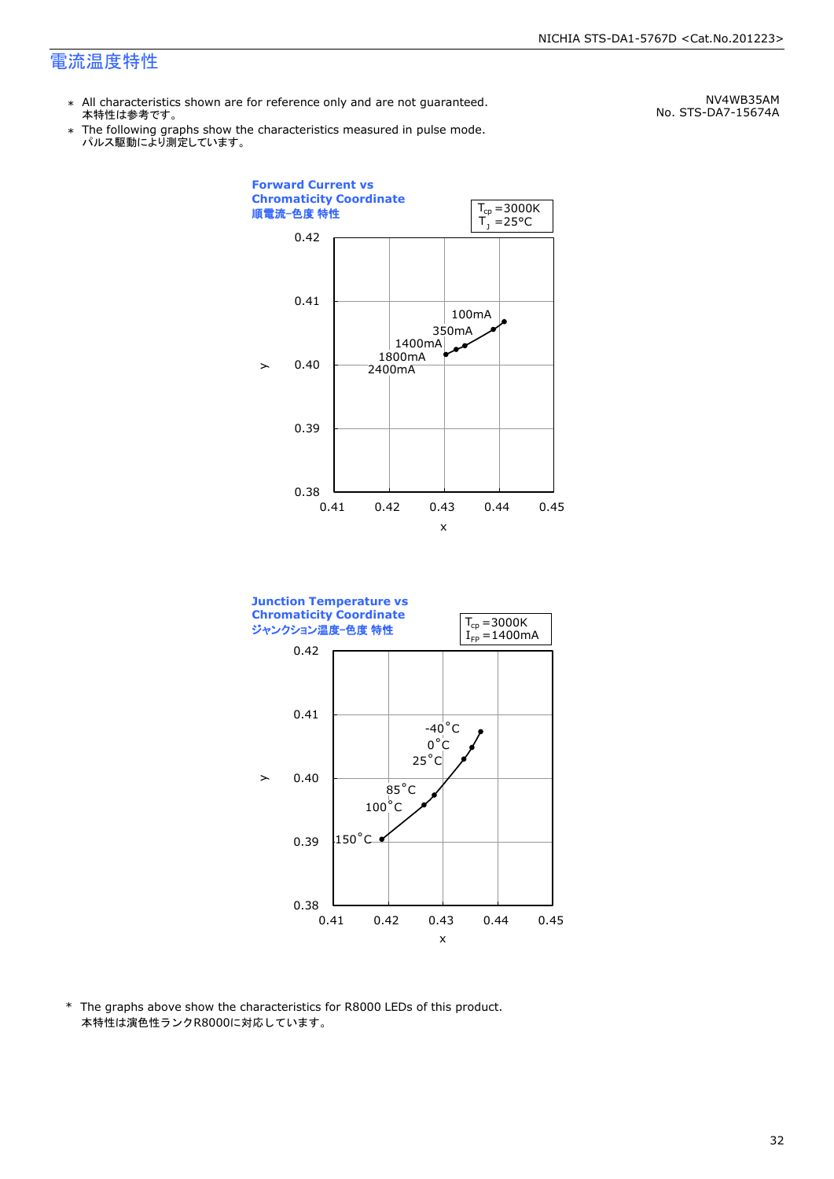# 電流温度特性

- ∗ All characteristics shown are for reference only and are not guaranteed.
  本特性は参考です。
- ∗ The following graphs show the characteristics measured in pulse mode.
  パルス駆動により測定しています。

NV4WB35AM
No. STS-DA7-15674A

**Forward Current vs Chromaticity Coordinate**
**順電流-色度 特性**

$T_{cp}$ =3000K
$T_J$ =25°C

y axis: 0.38 – 0.42; x axis: 0.41 – 0.45

Data points labeled: 100mA, 350mA, 1400mA, 1800mA, 2400mA

**Junction Temperature vs Chromaticity Coordinate**
**ジャンクション温度-色度 特性**

$T_{cp}$ =3000K
$I_{FP}$ =1400mA

y axis: 0.38 – 0.42; x axis: 0.41 – 0.45

Data points labeled: -40°C, 0°C, 25°C, 85°C, 100°C, 150°C

\* The graphs above show the characteristics for R8000 LEDs of this product.
本特性は演色性ランクR8000に対応しています。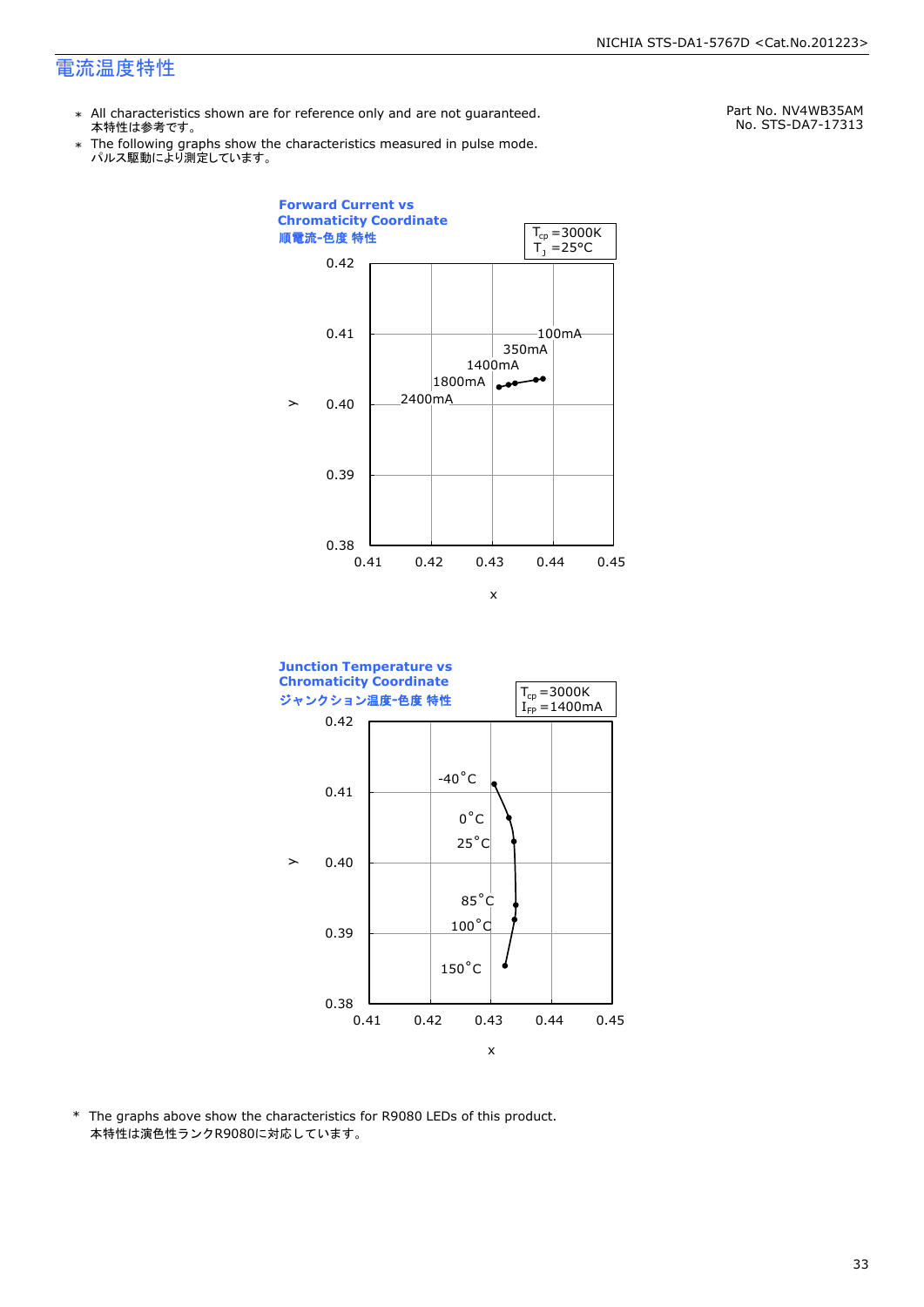## 電流温度特性

- ＊ All characteristics shown are for reference only and are not guaranteed.
  本特性は参考です。
- ＊ The following graphs show the characteristics measured in pulse mode.
  パルス駆動により測定しています。

Part No. NV4WB35AM
No. STS-DA7-17313

**Forward Current vs Chromaticity Coordinate**
**順電流-色度 特性**

$T_{cp}$ =3000K
$T_J$ =25°C

y: 0.38–0.42, x: 0.41–0.45

Data labels: 100mA, 350mA, 1400mA, 1800mA, 2400mA

**Junction Temperature vs Chromaticity Coordinate**
**ジャンクション温度-色度 特性**

$T_{cp}$ =3000K
$I_{FP}$ =1400mA

y: 0.38–0.42, x: 0.41–0.45

Data labels: -40°C, 0°C, 25°C, 85°C, 100°C, 150°C

\* The graphs above show the characteristics for R9080 LEDs of this product.
本特性は演色性ランクR9080に対応しています。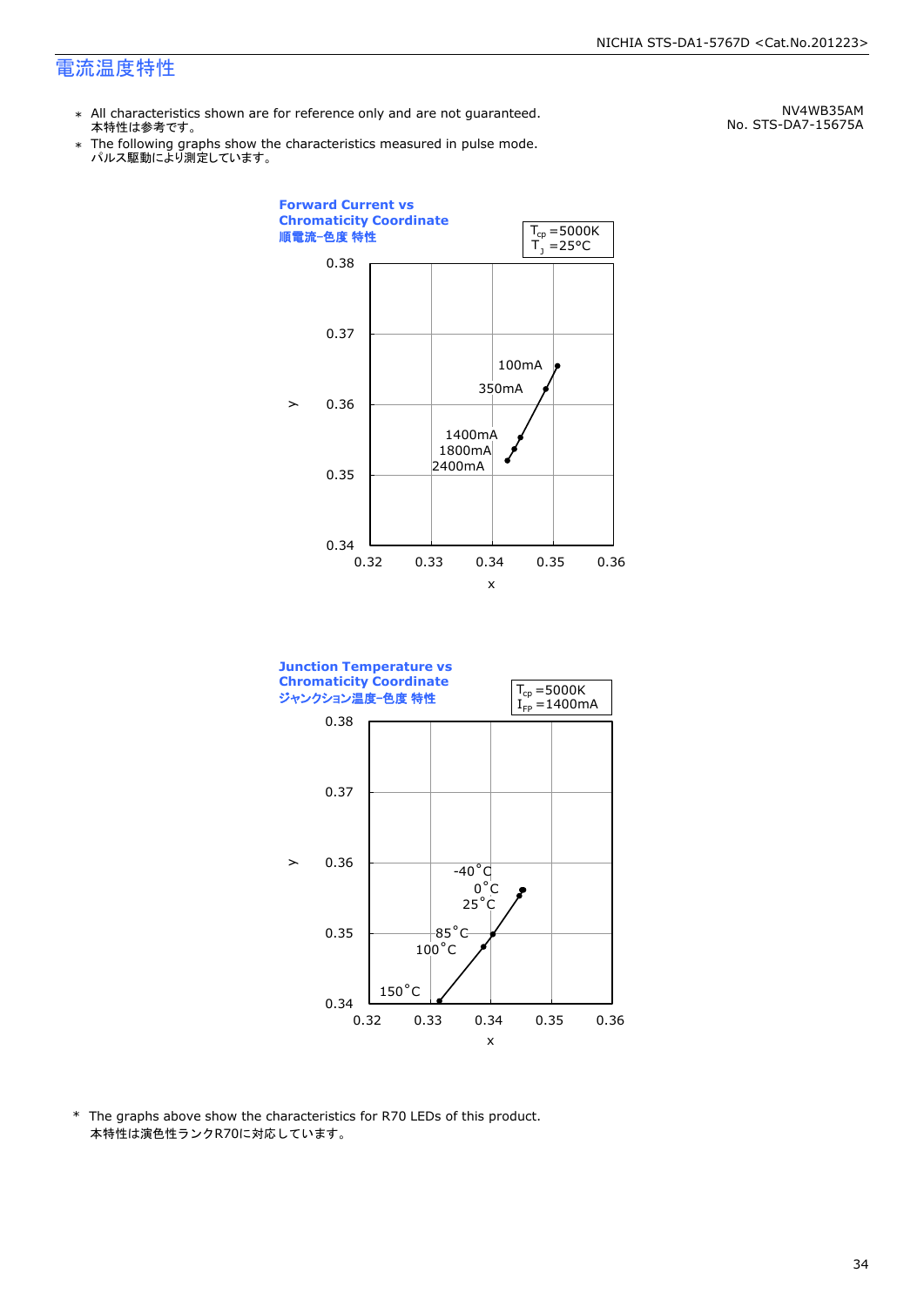# 電流温度特性

NV4WB35AM
No. STS-DA7-15675A

- ∗ All characteristics shown are for reference only and are not guaranteed.
  本特性は参考です。
- ∗ The following graphs show the characteristics measured in pulse mode.
  パルス駆動により測定しています。

**Forward Current vs Chromaticity Coordinate**
**順電流-色度 特性**

$T_{cp}$ =5000K
$T_J$ =25°C

y: 0.34 – 0.38; x: 0.32 – 0.36

100mA, 350mA, 1400mA, 1800mA, 2400mA

**Junction Temperature vs Chromaticity Coordinate**
**ジャンクション温度-色度 特性**

$T_{cp}$ =5000K
$I_{FP}$ =1400mA

y: 0.34 – 0.38; x: 0.32 – 0.36

-40°C, 0°C, 25°C, 85°C, 100°C, 150°C

\* The graphs above show the characteristics for R70 LEDs of this product.
本特性は演色性ランクR70に対応しています。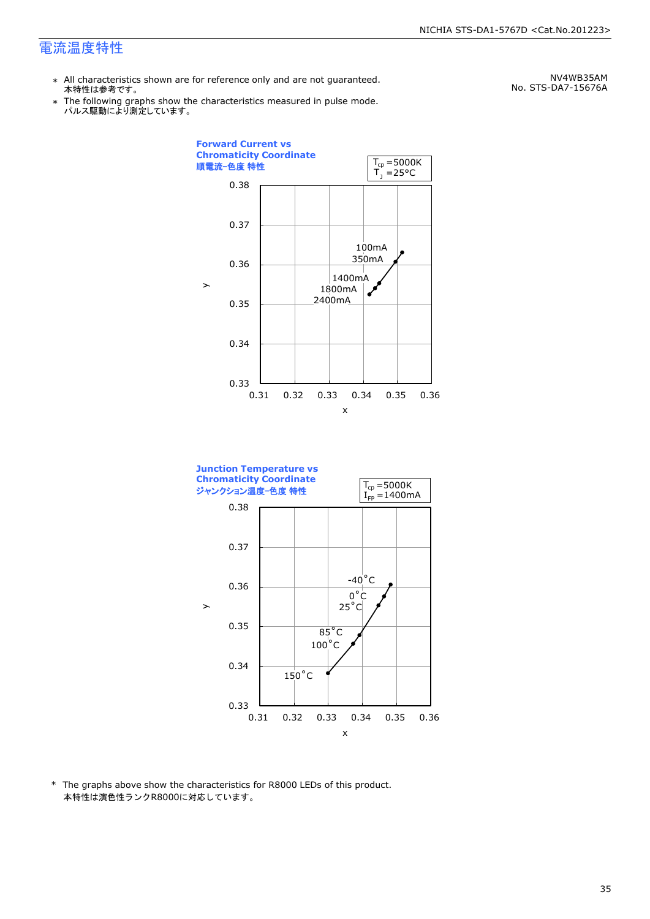# 電流温度特性

NV4WB35AM
No. STS-DA7-15676A

- ＊ All characteristics shown are for reference only and are not guaranteed.
  本特性は参考です。
- ＊ The following graphs show the characteristics measured in pulse mode.
  パルス駆動により測定しています。

**Forward Current vs Chromaticity Coordinate**
**順電流−色度 特性**

$T_{cp}$ =5000K
$T_J$ =25°C

(Graph: y axis 0.33–0.38, x axis 0.31–0.36; points labeled 100mA, 350mA, 1400mA, 1800mA, 2400mA)

**Junction Temperature vs Chromaticity Coordinate**
**ジャンクション温度−色度 特性**

$T_{cp}$ =5000K
$I_{FP}$ =1400mA

(Graph: y axis 0.33–0.38, x axis 0.31–0.36; points labeled -40°C, 0°C, 25°C, 85°C, 100°C, 150°C)

\* The graphs above show the characteristics for R8000 LEDs of this product.
本特性は演色性ランクR8000に対応しています。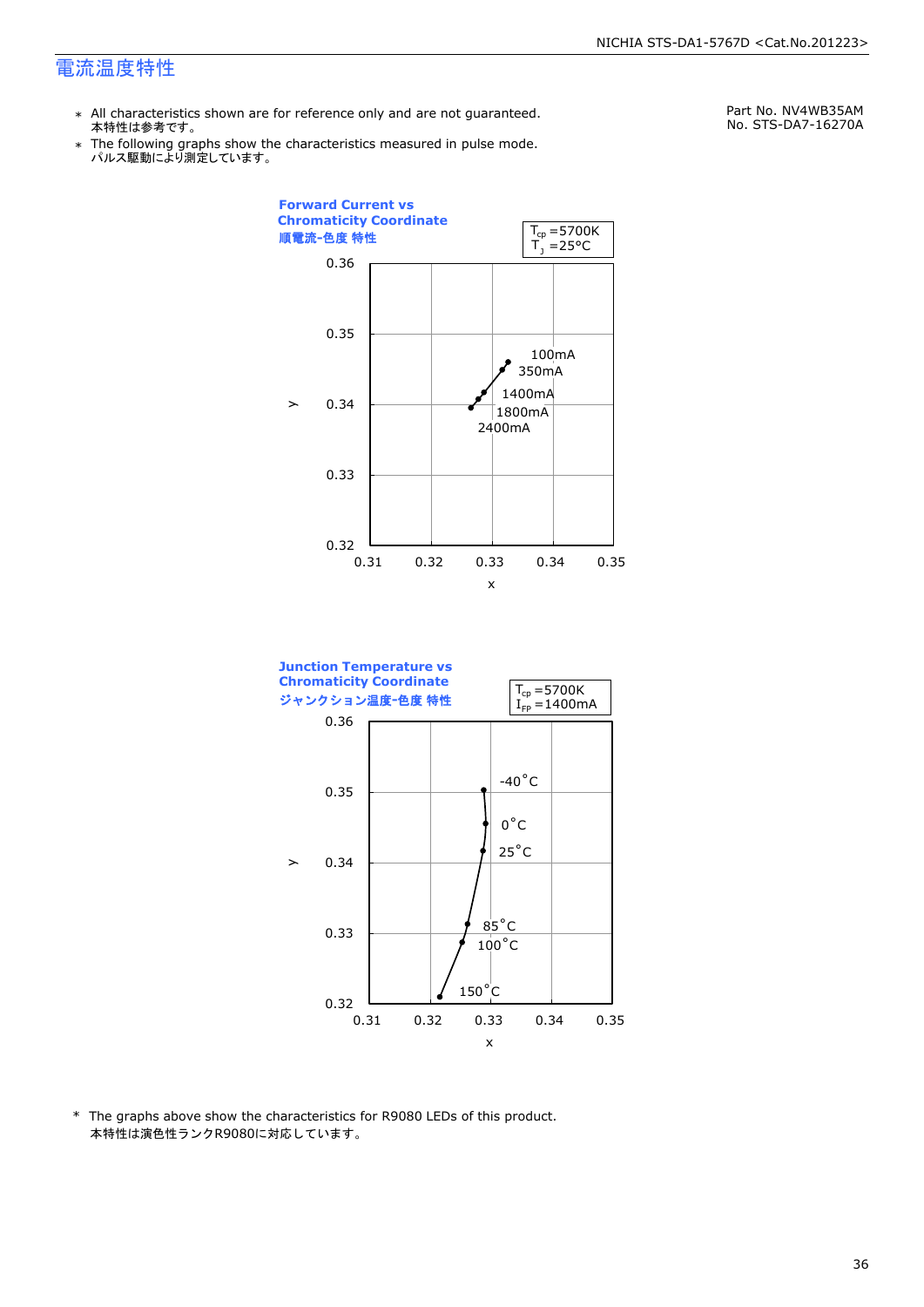# 電流温度特性

Part No. NV4WB35AM
No. STS-DA7-16270A

＊ All characteristics shown are for reference only and are not guaranteed.
本特性は参考です。

＊ The following graphs show the characteristics measured in pulse mode.
パルス駆動により測定しています。

**Forward Current vs Chromaticity Coordinate**
**順電流-色度 特性**

$T_{cp}$ =5700K
$T_J$ =25°C

y: 0.32 – 0.36; x: 0.31 – 0.35

100mA, 350mA, 1400mA, 1800mA, 2400mA

**Junction Temperature vs Chromaticity Coordinate**
**ジャンクション温度-色度 特性**

$T_{cp}$ =5700K
$I_{FP}$ =1400mA

y: 0.32 – 0.36; x: 0.31 – 0.35

-40°C, 0°C, 25°C, 85°C, 100°C, 150°C

\* The graphs above show the characteristics for R9080 LEDs of this product.
本特性は演色性ランクR9080に対応しています。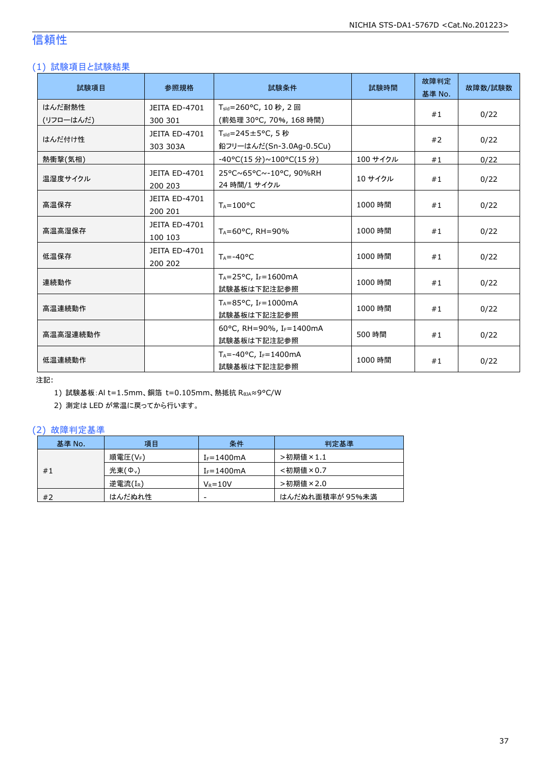# 信頼性

## (1) 試験項目と試験結果

| 試験項目 | 参照規格 | 試験条件 | 試験時間 | 故障判定基準 No. | 故障数/試験数 |
|---|---|---|---|---|---|
| はんだ耐熱性 (リフローはんだ) | JEITA ED-4701 300 301 | $T_{sld}$=260°C, 10 秒, 2 回 (前処理 30°C, 70%, 168 時間) | | #1 | 0/22 |
| はんだ付け性 | JEITA ED-4701 303 303A | $T_{sld}$=245±5°C, 5 秒 鉛フリーはんだ(Sn-3.0Ag-0.5Cu) | | #2 | 0/22 |
| 熱衝撃(気相) | | -40°C(15 分)~100°C(15 分) | 100 サイクル | #1 | 0/22 |
| 温湿度サイクル | JEITA ED-4701 200 203 | 25°C~65°C~-10°C, 90%RH 24 時間/1 サイクル | 10 サイクル | #1 | 0/22 |
| 高温保存 | JEITA ED-4701 200 201 | $T_A$=100°C | 1000 時間 | #1 | 0/22 |
| 高温高湿保存 | JEITA ED-4701 100 103 | $T_A$=60°C, RH=90% | 1000 時間 | #1 | 0/22 |
| 低温保存 | JEITA ED-4701 200 202 | $T_A$=-40°C | 1000 時間 | #1 | 0/22 |
| 連続動作 | | $T_A$=25°C, $I_F$=1600mA 試験基板は下記注記参照 | 1000 時間 | #1 | 0/22 |
| 高温連続動作 | | $T_A$=85°C, $I_F$=1000mA 試験基板は下記注記参照 | 1000 時間 | #1 | 0/22 |
| 高温高湿連続動作 | | 60°C, RH=90%, $I_F$=1400mA 試験基板は下記注記参照 | 500 時間 | #1 | 0/22 |
| 低温連続動作 | | $T_A$=-40°C, $I_F$=1400mA 試験基板は下記注記参照 | 1000 時間 | #1 | 0/22 |

注記:

1) 試験基板:Al t=1.5mm、銅箔 t=0.105mm、熱抵抗 $R_{\theta JA}$≈9°C/W
2) 測定は LED が常温に戻ってから行います。

## (2) 故障判定基準

| 基準 No. | 項目 | 条件 | 判定基準 |
|---|---|---|---|
| #1 | 順電圧($V_F$) | $I_F$=1400mA | >初期値×1.1 |
| | 光束($\Phi_v$) | $I_F$=1400mA | <初期値×0.7 |
| | 逆電流($I_R$) | $V_R$=10V | >初期値×2.0 |
| #2 | はんだぬれ性 | - | はんだぬれ面積率が 95%未満 |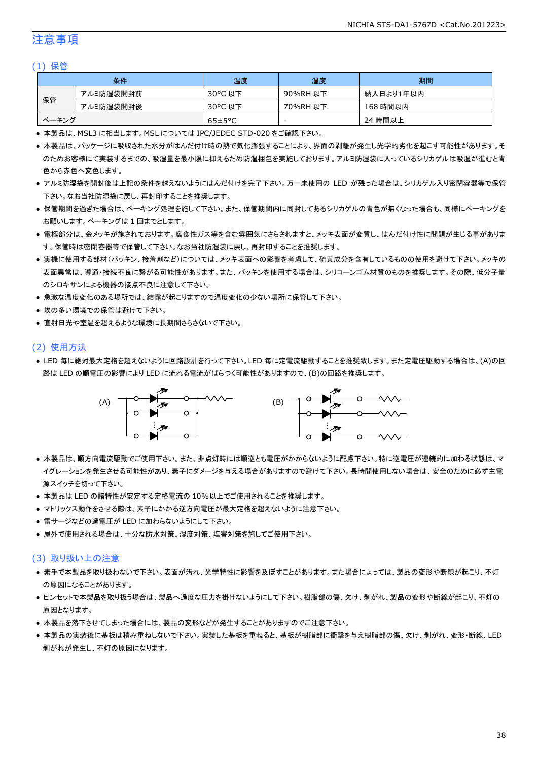# 注意事項

## (1) 保管

| 条件 | | 温度 | 湿度 | 期間 |
|---|---|---|---|---|
| 保管 | アルミ防湿袋開封前 | 30°C 以下 | 90%RH 以下 | 納入日より1年以内 |
| | アルミ防湿袋開封後 | 30°C 以下 | 70%RH 以下 | 168 時間以内 |
| ベーキング | | 65±5°C | - | 24 時間以上 |

- 本製品は、MSL3 に相当します。MSL については IPC/JEDEC STD-020 をご確認下さい。
- 本製品は、パッケージに吸収された水分がはんだ付け時の熱で気化膨張することにより、界面の剥離が発生し光学的劣化を起こす可能性があります。そのためお客様にて実装するまでの、吸湿量を最小限に抑えるため防湿梱包を実施しております。アルミ防湿袋に入っているシリカゲルは吸湿が進むと青色から赤色へ変色します。
- アルミ防湿袋を開封後は上記の条件を越えないようにはんだ付けを完了下さい。万一未使用の LED が残った場合は、シリカゲル入り密閉容器等で保管下さい。なお当社防湿袋に戻し、再封印することを推奨します。
- 保管期間を過ぎた場合は、ベーキング処理を施して下さい。また、保管期間内に同封してあるシリカゲルの青色が無くなった場合も、同様にベーキングをお願いします。ベーキングは 1 回までとします。
- 電極部分は、金メッキが施されております。腐食性ガス等を含む雰囲気にさらされますと、メッキ表面が変質し、はんだ付け性に問題が生じる事があります。保管時は密閉容器等で保管して下さい。なお当社防湿袋に戻し、再封印することを推奨します。
- 実機に使用する部材(パッキン、接着剤など)については、メッキ表面への影響を考慮して、硫黄成分を含有しているものの使用を避けて下さい。メッキの表面異常は、導通・接続不良に繋がる可能性があります。また、パッキンを使用する場合は、シリコーンゴム材質のものを推奨します。その際、低分子量のシロキサンによる機器の接点不良に注意して下さい。
- 急激な温度変化のある場所では、結露が起こりますので温度変化の少ない場所に保管して下さい。
- 埃の多い環境での保管は避けて下さい。
- 直射日光や室温を超えるような環境に長期間さらさないで下さい。

## (2) 使用方法

- LED 毎に絶対最大定格を超えないように回路設計を行って下さい。LED 毎に定電流駆動することを推奨致します。また定電圧駆動する場合は、(A)の回路は LED の順電圧の影響により LED に流れる電流がばらつく可能性がありますので、(B)の回路を推奨します。

(A) (B)

- 本製品は、順方向電流駆動でご使用下さい。また、非点灯時には順逆とも電圧がかからないように配慮下さい。特に逆電圧が連続的に加わる状態は、マイグレーションを発生させる可能性があり、素子にダメージを与える場合がありますので避けて下さい。長時間使用しない場合は、安全のために必ず主電源スイッチを切って下さい。
- 本製品は LED の諸特性が安定する定格電流の 10%以上でご使用されることを推奨します。
- マトリックス動作をさせる際は、素子にかかる逆方向電圧が最大定格を超えないように注意下さい。
- 雷サージなどの過電圧が LED に加わらないようにして下さい。
- 屋外で使用される場合は、十分な防水対策、湿度対策、塩害対策を施してご使用下さい。

## (3) 取り扱い上の注意

- 素手で本製品を取り扱わないで下さい。表面が汚れ、光学特性に影響を及ぼすことがあります。また場合によっては、製品の変形や断線が起こり、不灯の原因になることがあります。
- ピンセットで本製品を取り扱う場合は、製品へ過度な圧力を掛けないようにして下さい。樹脂部の傷、欠け、剥がれ、製品の変形や断線が起こり、不灯の原因となります。
- 本製品を落下させてしまった場合には、製品の変形などが発生することがありますのでご注意下さい。
- 本製品の実装後に基板は積み重ねしないで下さい。実装した基板を重ねると、基板が樹脂部に衝撃を与え樹脂部の傷、欠け、剥がれ、変形・断線、LED 剥がれが発生し、不灯の原因になります。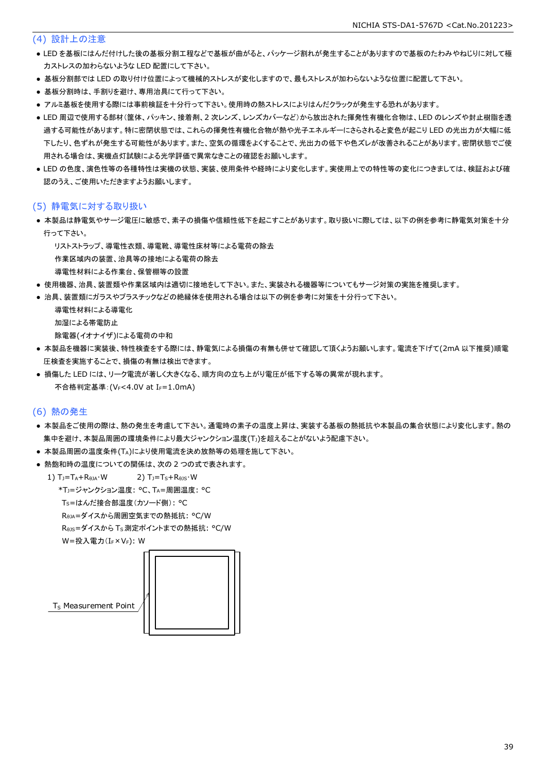## (4) 設計上の注意

- LED を基板にはんだ付けした後の基板分割工程などで基板が曲がると、パッケージ割れが発生することがありますので基板のたわみやねじりに対して極力ストレスの加わらないような LED 配置にして下さい。
- 基板分割部では LED の取り付け位置によって機械的ストレスが変化しますので、最もストレスが加わらないような位置に配置して下さい。
- 基板分割時は、手割りを避け、専用治具にて行って下さい。
- アルミ基板を使用する際には事前検証を十分行って下さい。使用時の熱ストレスによりはんだクラックが発生する恐れがあります。
- LED 周辺で使用する部材(筐体、パッキン、接着剤、2 次レンズ、レンズカバーなど)から放出された揮発性有機化合物は、LED のレンズや封止樹脂を透過する可能性があります。特に密閉状態では、これらの揮発性有機化合物が熱や光子エネルギーにさらされると変色が起こり LED の光出力が大幅に低下したり、色ずれが発生する可能性があります。また、空気の循環をよくすることで、光出力の低下や色ズレが改善されることがあります。密閉状態でご使用される場合は、実機点灯試験による光学評価で異常なきことの確認をお願いします。
- LED の色度、演色性等の各種特性は実機の状態、実装、使用条件や経時により変化します。実使用上での特性等の変化につきましては、検証および確認のうえ、ご使用いただきますようお願いします。

## (5) 静電気に対する取り扱い

- 本製品は静電気やサージ電圧に敏感で、素子の損傷や信頼性低下を起こすことがあります。取り扱いに際しては、以下の例を参考に静電気対策を十分行って下さい。
  - リストストラップ、導電性衣類、導電靴、導電性床材等による電荷の除去
  - 作業区域内の装置、治具等の接地による電荷の除去
  - 導電性材料による作業台、保管棚等の設置
- 使用機器、治具、装置類や作業区域内は適切に接地をして下さい。また、実装される機器等についてもサージ対策の実施を推奨します。
- 治具、装置類にガラスやプラスチックなどの絶縁体を使用される場合は以下の例を参考に対策を十分行って下さい。
  - 導電性材料による導電化
  - 加湿による帯電防止
  - 除電器(イオナイザ)による電荷の中和
- 本製品を機器に実装後、特性検査をする際には、静電気による損傷の有無も併せて確認して頂くようお願いします。電流を下げて(2mA 以下推奨)順電圧検査を実施することで、損傷の有無は検出できます。
- 損傷した LED には、リーク電流が著しく大きくなる、順方向の立ち上がり電圧が低下する等の異常が現れます。
  - 不合格判定基準:($V_F$<4.0V at $I_F$=1.0mA)

## (6) 熱の発生

- 本製品をご使用の際は、熱の発生を考慮して下さい。通電時の素子の温度上昇は、実装する基板の熱抵抗や本製品の集合状態により変化します。熱の集中を避け、本製品周囲の環境条件により最大ジャンクション温度($T_J$)を超えることがないよう配慮下さい。
- 本製品周囲の温度条件($T_A$)により使用電流を決め放熱等の処理を施して下さい。
- 熱飽和時の温度についての関係は、次の 2 つの式で表されます。

  1) $T_J=T_A+R_{\theta JA}\cdot W$　　　2) $T_J=T_S+R_{\theta JS}\cdot W$

  *$T_J$=ジャンクション温度: °C、$T_A$=周囲温度: °C

  $T_S$=はんだ接合部温度(カソード側): °C

  $R_{\theta JA}$=ダイスから周囲空気までの熱抵抗: °C/W

  $R_{\theta JS}$=ダイスから $T_S$ 測定ポイントまでの熱抵抗: °C/W

  W=投入電力($I_F\times V_F$): W

$T_S$ Measurement Point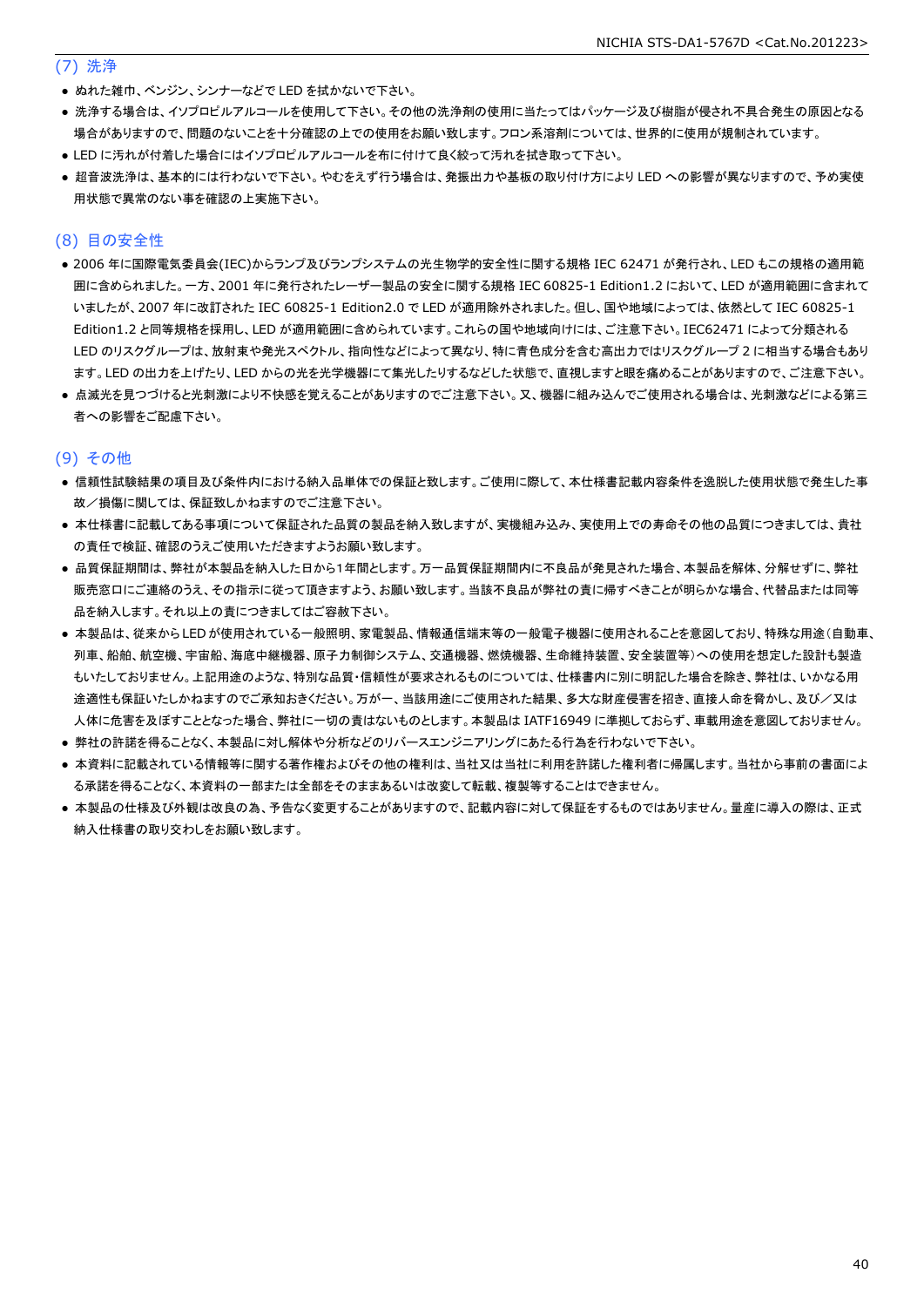### (7) 洗浄

- ぬれた雑巾、ベンジン、シンナーなどで LED を拭かないで下さい。
- 洗浄する場合は、イソプロピルアルコールを使用して下さい。その他の洗浄剤の使用に当たってはパッケージ及び樹脂が侵され不具合発生の原因となる場合がありますので、問題のないことを十分確認の上での使用をお願い致します。フロン系溶剤については、世界的に使用が規制されています。
- LED に汚れが付着した場合にはイソプロピルアルコールを布に付けて良く絞って汚れを拭き取って下さい。
- 超音波洗浄は、基本的には行わないで下さい。やむをえず行う場合は、発振出力や基板の取り付け方により LED への影響が異なりますので、予め実使用状態で異常のない事を確認の上実施下さい。

### (8) 目の安全性

- 2006 年に国際電気委員会(IEC)からランプ及びランプシステムの光生物学的安全性に関する規格 IEC 62471 が発行され、LED もこの規格の適用範囲に含められました。一方、2001 年に発行されたレーザー製品の安全に関する規格 IEC 60825-1 Edition1.2 において、LED が適用範囲に含まれていましたが、2007 年に改訂された IEC 60825-1 Edition2.0 で LED が適用除外されました。但し、国や地域によっては、依然として IEC 60825-1 Edition1.2 と同等規格を採用し、LED が適用範囲に含められています。これらの国や地域向けには、ご注意下さい。IEC62471 によって分類される LED のリスクグループは、放射束や発光スペクトル、指向性などによって異なり、特に青色成分を含む高出力ではリスクグループ 2 に相当する場合もあります。LED の出力を上げたり、LED からの光を光学機器にて集光したりするなどした状態で、直視しますと眼を痛めることがありますので、ご注意下さい。
- 点滅光を見つづけると光刺激により不快感を覚えることがありますのでご注意下さい。又、機器に組み込んでご使用される場合は、光刺激などによる第三者への影響をご配慮下さい。

### (9) その他

- 信頼性試験結果の項目及び条件内における納入品単体での保証と致します。ご使用に際して、本仕様書記載内容条件を逸脱した使用状態で発生した事故／損傷に関しては、保証致しかねますのでご注意下さい。
- 本仕様書に記載してある事項について保証された品質の製品を納入致しますが、実機組み込み、実使用上での寿命その他の品質につきましては、貴社の責任で検証、確認のうえご使用いただきますようお願い致します。
- 品質保証期間は、弊社が本製品を納入した日から1年間とします。万一品質保証期間内に不良品が発見された場合、本製品を解体、分解せずに、弊社販売窓口にご連絡のうえ、その指示に従って頂きますよう、お願い致します。当該不良品が弊社の責に帰すべきことが明らかな場合、代替品または同等品を納入します。それ以上の責につきましてはご容赦下さい。
- 本製品は、従来から LED が使用されている一般照明、家電製品、情報通信端末等の一般電子機器に使用されることを意図しており、特殊な用途(自動車、列車、船舶、航空機、宇宙船、海底中継機器、原子力制御システム、交通機器、燃焼機器、生命維持装置、安全装置等)への使用を想定した設計も製造もいたしておりません。上記用途のような、特別な品質・信頼性が要求されるものについては、仕様書内に別に明記した場合を除き、弊社は、いかなる用途適性も保証いたしかねますのでご承知おきください。万が一、当該用途にご使用された結果、多大な財産侵害を招き、直接人命を脅かし、及び／又は人体に危害を及ぼすこととなった場合、弊社に一切の責はないものとします。本製品は IATF16949 に準拠しておらず、車載用途を意図しておりません。
- 弊社の許諾を得ることなく、本製品に対し解体や分析などのリバースエンジニアリングにあたる行為を行わないで下さい。
- 本資料に記載されている情報等に関する著作権およびその他の権利は、当社又は当社に利用を許諾した権利者に帰属します。当社から事前の書面による承諾を得ることなく、本資料の一部または全部をそのままあるいは改変して転載、複製等することはできません。
- 本製品の仕様及び外観は改良の為、予告なく変更することがありますので、記載内容に対して保証をするものではありません。量産に導入の際は、正式納入仕様書の取り交わしをお願い致します。